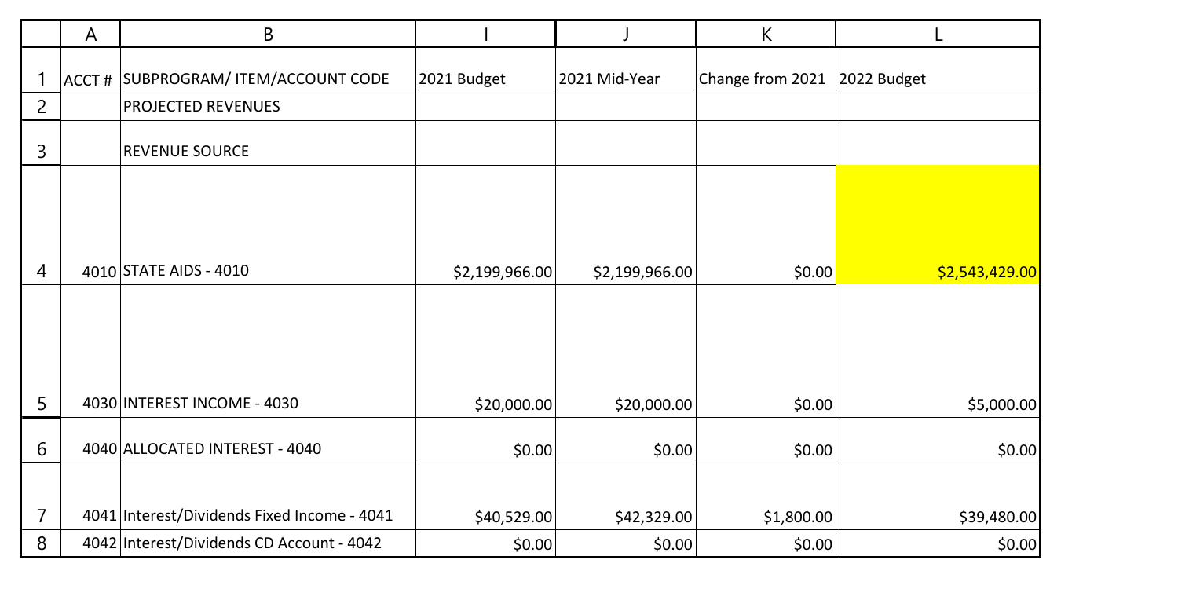| | A | B | I | J | K | L |
|---|---|---|---|---|---|---|
| 1 | ACCT # | SUBPROGRAM/ ITEM/ACCOUNT CODE | 2021 Budget | 2021 Mid-Year | Change from 2021 | 2022 Budget |
| 2 | | PROJECTED REVENUES | | | | |
| 3 | | REVENUE SOURCE | | | | |
| 4 | 4010 | STATE AIDS - 4010 | $2,199,966.00 | $2,199,966.00 | $0.00 | $2,543,429.00 |
| 5 | 4030 | INTEREST INCOME - 4030 | $20,000.00 | $20,000.00 | $0.00 | $5,000.00 |
| 6 | 4040 | ALLOCATED INTEREST - 4040 | $0.00 | $0.00 | $0.00 | $0.00 |
| 7 | 4041 | Interest/Dividends Fixed Income - 4041 | $40,529.00 | $42,329.00 | $1,800.00 | $39,480.00 |
| 8 | 4042 | Interest/Dividends CD Account - 4042 | $0.00 | $0.00 | $0.00 | $0.00 |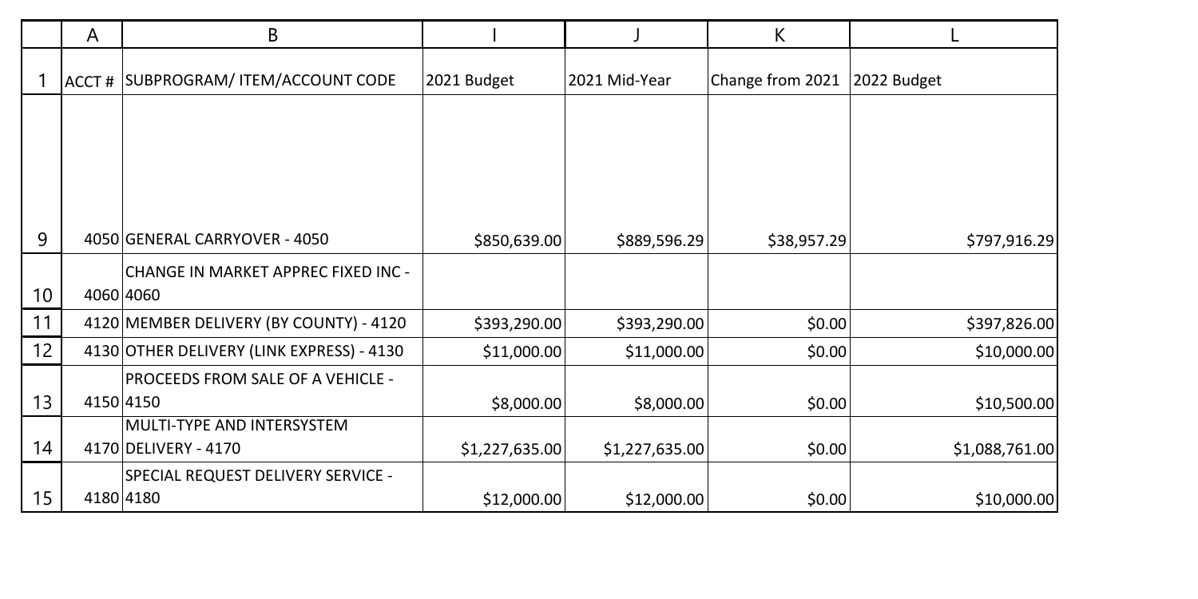| ACCT # | SUBPROGRAM/ ITEM/ACCOUNT CODE | 2021 Budget | 2021 Mid-Year | Change from 2021 | 2022 Budget |
|---|---|---|---|---|---|
| 4050 | GENERAL CARRYOVER - 4050 | $850,639.00 | $889,596.29 | $38,957.29 | $797,916.29 |
| 4060 | CHANGE IN MARKET APPREC FIXED INC - 4060 | | | | |
| 4120 | MEMBER DELIVERY (BY COUNTY) - 4120 | $393,290.00 | $393,290.00 | $0.00 | $397,826.00 |
| 4130 | OTHER DELIVERY (LINK EXPRESS) - 4130 | $11,000.00 | $11,000.00 | $0.00 | $10,000.00 |
| 4150 | PROCEEDS FROM SALE OF A VEHICLE - 4150 | $8,000.00 | $8,000.00 | $0.00 | $10,500.00 |
| 4170 | MULTI-TYPE AND INTERSYSTEM DELIVERY - 4170 | $1,227,635.00 | $1,227,635.00 | $0.00 | $1,088,761.00 |
| 4180 | SPECIAL REQUEST DELIVERY SERVICE - 4180 | $12,000.00 | $12,000.00 | $0.00 | $10,000.00 |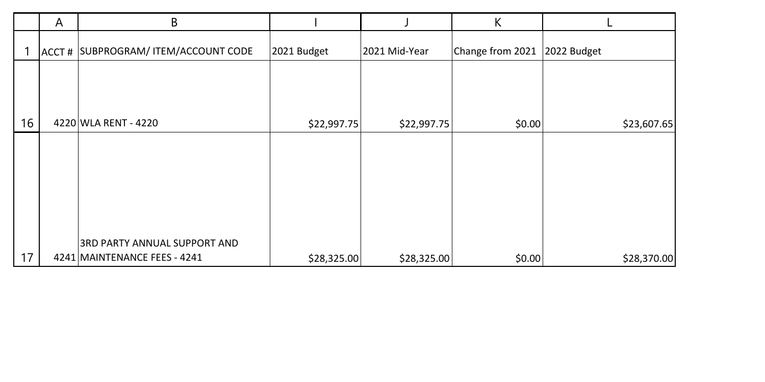| | A | B | I | J | K | L |
|---|---|---|---|---|---|---|
| 1 | ACCT # | SUBPROGRAM/ ITEM/ACCOUNT CODE | 2021 Budget | 2021 Mid-Year | Change from 2021 | 2022 Budget |
| 16 | 4220 | WLA RENT - 4220 | $22,997.75 | $22,997.75 | $0.00 | $23,607.65 |
| 17 | 4241 | 3RD PARTY ANNUAL SUPPORT AND MAINTENANCE FEES - 4241 | $28,325.00 | $28,325.00 | $0.00 | $28,370.00 |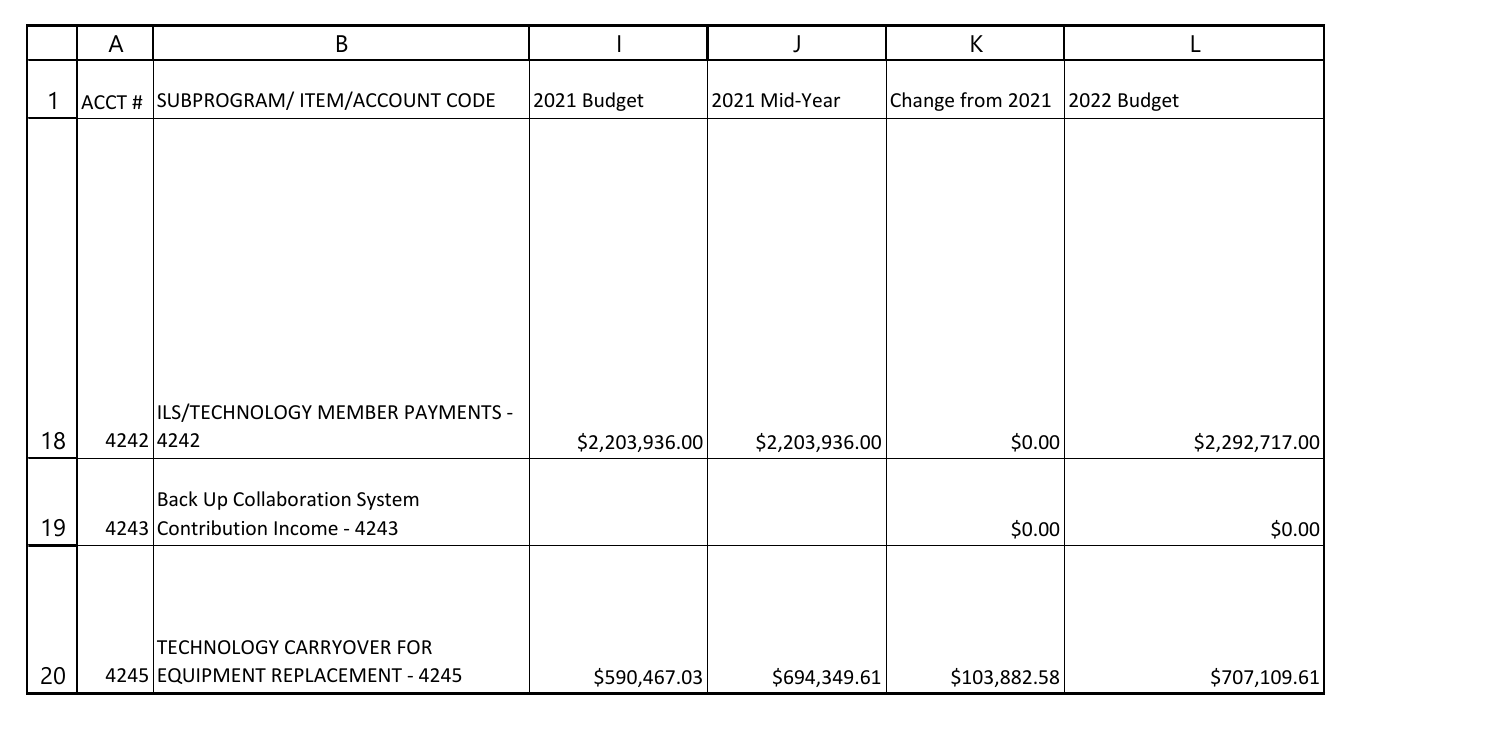| | A | B | I | J | K | L |
|---|---|---|---|---|---|---|
| 1 | ACCT # | SUBPROGRAM/ ITEM/ACCOUNT CODE | 2021 Budget | 2021 Mid-Year | Change from 2021 | 2022 Budget |
| 18 | 4242 | ILS/TECHNOLOGY MEMBER PAYMENTS - 4242 | $2,203,936.00 | $2,203,936.00 | $0.00 | $2,292,717.00 |
| 19 | 4243 | Back Up Collaboration System Contribution Income - 4243 | | | $0.00 | $0.00 |
| 20 | 4245 | TECHNOLOGY CARRYOVER FOR EQUIPMENT REPLACEMENT - 4245 | $590,467.03 | $694,349.61 | $103,882.58 | $707,109.61 |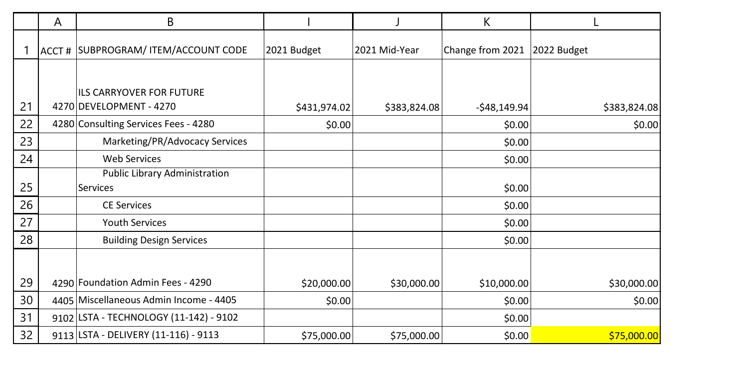| | A | B | I | J | K | L |
|---|---|---|---|---|---|---|
| 1 | ACCT # | SUBPROGRAM/ ITEM/ACCOUNT CODE | 2021 Budget | 2021 Mid-Year | Change from 2021 | 2022 Budget |
| 21 | 4270 | ILS CARRYOVER FOR FUTURE DEVELOPMENT - 4270 | $431,974.02 | $383,824.08 | -$48,149.94 | $383,824.08 |
| 22 | 4280 | Consulting Services Fees - 4280 | $0.00 | | $0.00 | $0.00 |
| 23 | | Marketing/PR/Advocacy Services | | | $0.00 | |
| 24 | | Web Services | | | $0.00 | |
| 25 | | Public Library Administration Services | | | $0.00 | |
| 26 | | CE Services | | | $0.00 | |
| 27 | | Youth Services | | | $0.00 | |
| 28 | | Building Design Services | | | $0.00 | |
| 29 | 4290 | Foundation Admin Fees - 4290 | $20,000.00 | $30,000.00 | $10,000.00 | $30,000.00 |
| 30 | 4405 | Miscellaneous Admin Income - 4405 | $0.00 | | $0.00 | $0.00 |
| 31 | 9102 | LSTA - TECHNOLOGY (11-142) - 9102 | | | $0.00 | |
| 32 | 9113 | LSTA - DELIVERY (11-116) - 9113 | $75,000.00 | $75,000.00 | $0.00 | $75,000.00 |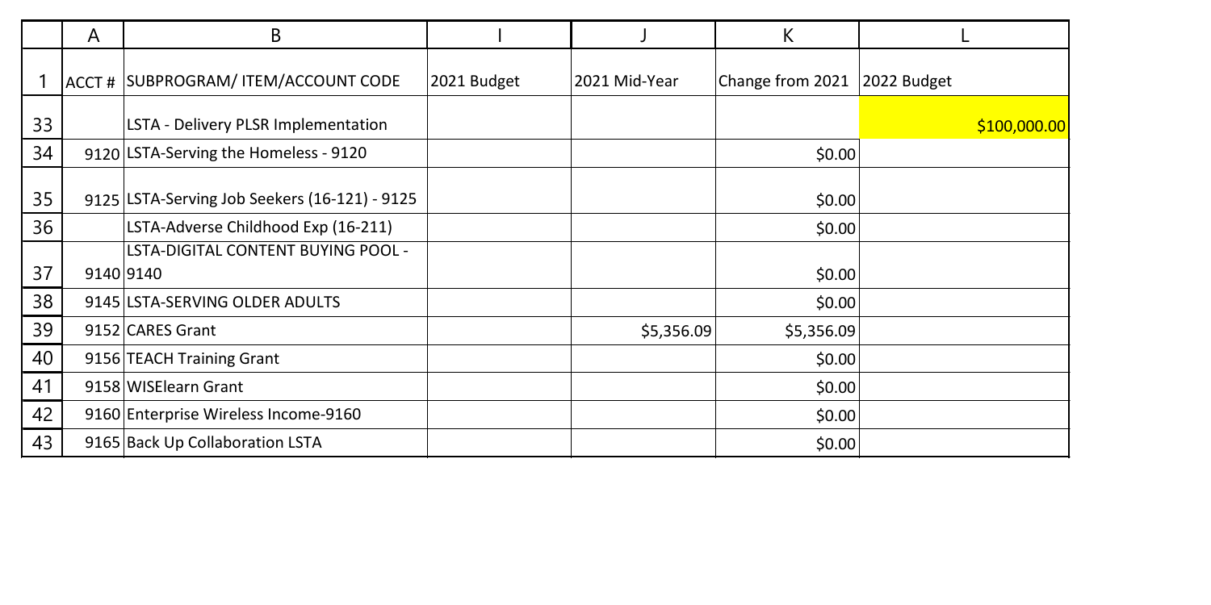| | A | B | I | J | K | L |
|---|---|---|---|---|---|---|
| 1 | ACCT # | SUBPROGRAM/ ITEM/ACCOUNT CODE | 2021 Budget | 2021 Mid-Year | Change from 2021 | 2022 Budget |
| 33 | | LSTA - Delivery PLSR Implementation | | | | $100,000.00 |
| 34 | 9120 | LSTA-Serving the Homeless - 9120 | | | $0.00 | |
| 35 | 9125 | LSTA-Serving Job Seekers (16-121) - 9125 | | | $0.00 | |
| 36 | | LSTA-Adverse Childhood Exp (16-211) | | | $0.00 | |
| 37 | 9140 | LSTA-DIGITAL CONTENT BUYING POOL - 9140 | | | $0.00 | |
| 38 | 9145 | LSTA-SERVING OLDER ADULTS | | | $0.00 | |
| 39 | 9152 | CARES Grant | | $5,356.09 | $5,356.09 | |
| 40 | 9156 | TEACH Training Grant | | | $0.00 | |
| 41 | 9158 | WISElearn Grant | | | $0.00 | |
| 42 | 9160 | Enterprise Wireless Income-9160 | | | $0.00 | |
| 43 | 9165 | Back Up Collaboration LSTA | | | $0.00 | |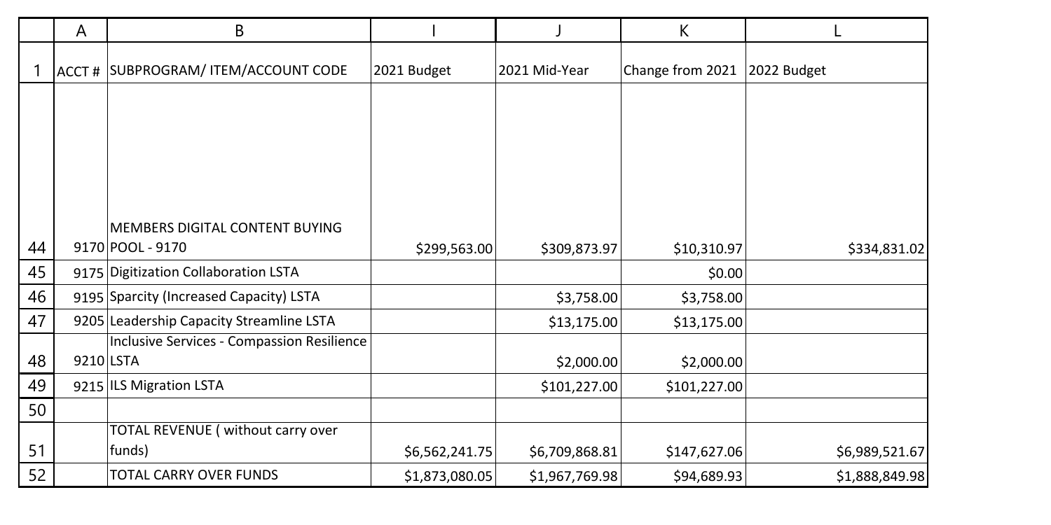| | A | B | I | J | K | L |
|---|---|---|---|---|---|---|
| 1 | ACCT # | SUBPROGRAM/ ITEM/ACCOUNT CODE | 2021 Budget | 2021 Mid-Year | Change from 2021 | 2022 Budget |
| 44 | 9170 | MEMBERS DIGITAL CONTENT BUYING POOL - 9170 | $299,563.00 | $309,873.97 | $10,310.97 | $334,831.02 |
| 45 | 9175 | Digitization Collaboration LSTA | | | $0.00 | |
| 46 | 9195 | Sparcity (Increased Capacity) LSTA | | $3,758.00 | $3,758.00 | |
| 47 | 9205 | Leadership Capacity Streamline LSTA | | $13,175.00 | $13,175.00 | |
| 48 | 9210 | Inclusive Services - Compassion Resilience LSTA | | $2,000.00 | $2,000.00 | |
| 49 | 9215 | ILS Migration LSTA | | $101,227.00 | $101,227.00 | |
| 50 | | | | | | |
| 51 | | TOTAL REVENUE ( without carry over funds) | $6,562,241.75 | $6,709,868.81 | $147,627.06 | $6,989,521.67 |
| 52 | | TOTAL CARRY OVER FUNDS | $1,873,080.05 | $1,967,769.98 | $94,689.93 | $1,888,849.98 |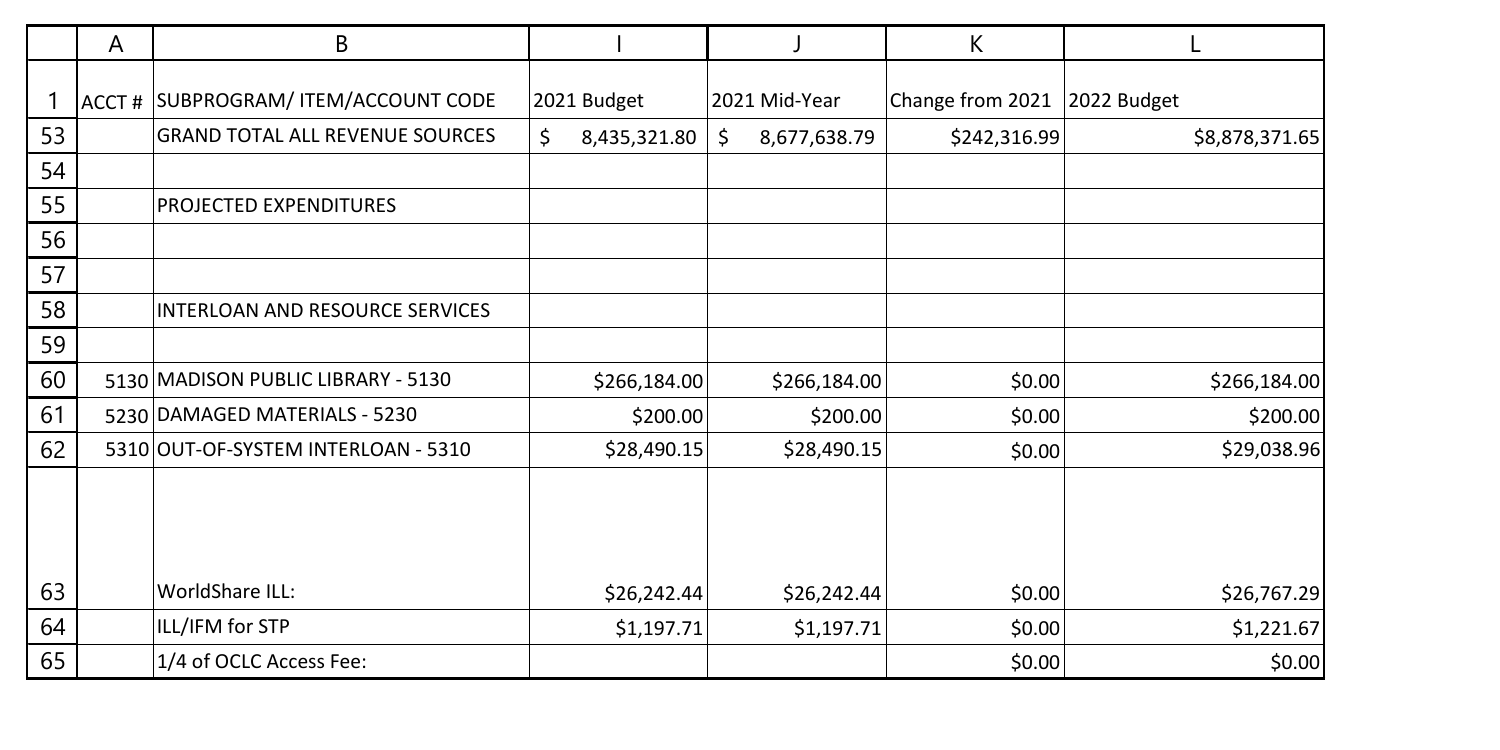| | A | B | I | J | K | L |
|---|---|---|---|---|---|---|
| 1 | ACCT # | SUBPROGRAM/ ITEM/ACCOUNT CODE | 2021 Budget | 2021 Mid-Year | Change from 2021 | 2022 Budget |
| 53 | | GRAND TOTAL ALL REVENUE SOURCES | $ 8,435,321.80 | $ 8,677,638.79 | $242,316.99 | $8,878,371.65 |
| 54 | | | | | | |
| 55 | | PROJECTED EXPENDITURES | | | | |
| 56 | | | | | | |
| 57 | | | | | | |
| 58 | | INTERLOAN AND RESOURCE SERVICES | | | | |
| 59 | | | | | | |
| 60 | 5130 | MADISON PUBLIC LIBRARY - 5130 | $266,184.00 | $266,184.00 | $0.00 | $266,184.00 |
| 61 | 5230 | DAMAGED MATERIALS - 5230 | $200.00 | $200.00 | $0.00 | $200.00 |
| 62 | 5310 | OUT-OF-SYSTEM INTERLOAN - 5310 | $28,490.15 | $28,490.15 | $0.00 | $29,038.96 |
| 63 | | WorldShare ILL: | $26,242.44 | $26,242.44 | $0.00 | $26,767.29 |
| 64 | | ILL/IFM for STP | $1,197.71 | $1,197.71 | $0.00 | $1,221.67 |
| 65 | | 1/4 of OCLC Access Fee: | | | $0.00 | $0.00 |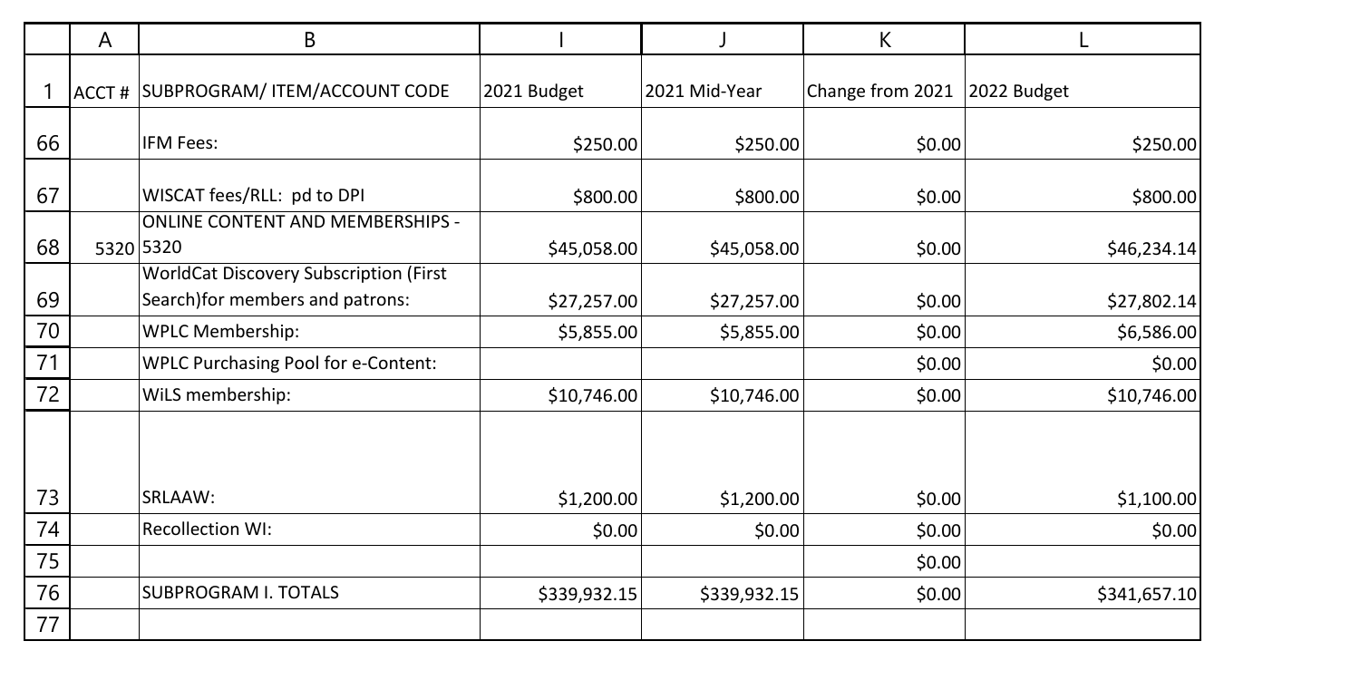|  | A | B | I | J | K | L |
|---|---|---|---|---|---|---|
| 1 | ACCT # | SUBPROGRAM/ ITEM/ACCOUNT CODE | 2021 Budget | 2021 Mid-Year | Change from 2021 | 2022 Budget |
| 66 |  | IFM Fees: | $250.00 | $250.00 | $0.00 | $250.00 |
| 67 |  | WISCAT fees/RLL: pd to DPI | $800.00 | $800.00 | $0.00 | $800.00 |
| 68 | 5320 | ONLINE CONTENT AND MEMBERSHIPS - 5320 | $45,058.00 | $45,058.00 | $0.00 | $46,234.14 |
| 69 |  | WorldCat Discovery Subscription (First Search)for members and patrons: | $27,257.00 | $27,257.00 | $0.00 | $27,802.14 |
| 70 |  | WPLC Membership: | $5,855.00 | $5,855.00 | $0.00 | $6,586.00 |
| 71 |  | WPLC Purchasing Pool for e-Content: |  |  | $0.00 | $0.00 |
| 72 |  | WiLS membership: | $10,746.00 | $10,746.00 | $0.00 | $10,746.00 |
| 73 |  | SRLAAW: | $1,200.00 | $1,200.00 | $0.00 | $1,100.00 |
| 74 |  | Recollection WI: | $0.00 | $0.00 | $0.00 | $0.00 |
| 75 |  |  |  |  | $0.00 |  |
| 76 |  | SUBPROGRAM I. TOTALS | $339,932.15 | $339,932.15 | $0.00 | $341,657.10 |
| 77 |  |  |  |  |  |  |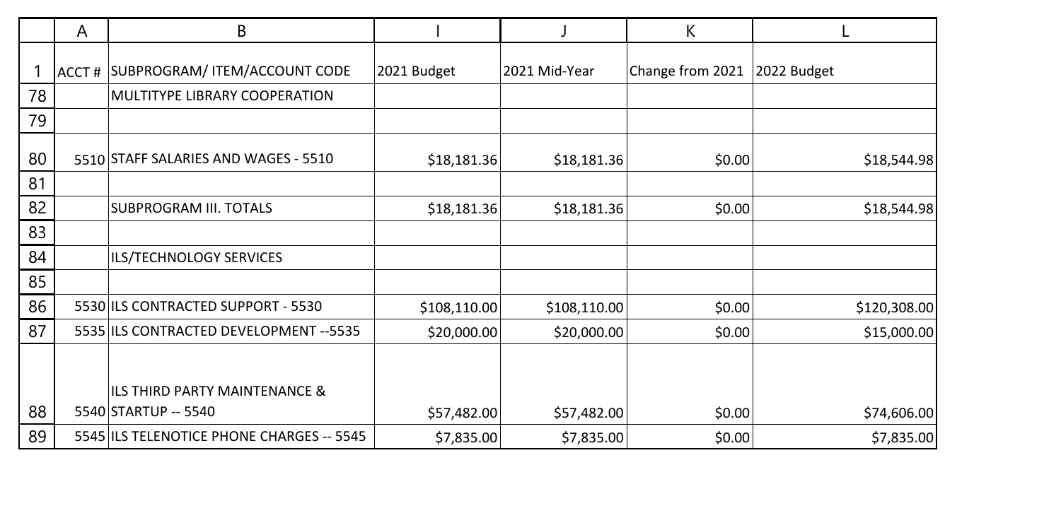| | A | B | I | J | K | L |
|---|---|---|---|---|---|---|
| 1 | ACCT # | SUBPROGRAM/ ITEM/ACCOUNT CODE | 2021 Budget | 2021 Mid-Year | Change from 2021 | 2022 Budget |
| 78 | | MULTITYPE LIBRARY COOPERATION | | | | |
| 79 | | | | | | |
| 80 | 5510 | STAFF SALARIES AND WAGES - 5510 | $18,181.36 | $18,181.36 | $0.00 | $18,544.98 |
| 81 | | | | | | |
| 82 | | SUBPROGRAM III. TOTALS | $18,181.36 | $18,181.36 | $0.00 | $18,544.98 |
| 83 | | | | | | |
| 84 | | ILS/TECHNOLOGY SERVICES | | | | |
| 85 | | | | | | |
| 86 | 5530 | ILS CONTRACTED SUPPORT - 5530 | $108,110.00 | $108,110.00 | $0.00 | $120,308.00 |
| 87 | 5535 | ILS CONTRACTED DEVELOPMENT --5535 | $20,000.00 | $20,000.00 | $0.00 | $15,000.00 |
| 88 | 5540 | ILS THIRD PARTY MAINTENANCE & STARTUP -- 5540 | $57,482.00 | $57,482.00 | $0.00 | $74,606.00 |
| 89 | 5545 | ILS TELENOTICE PHONE CHARGES -- 5545 | $7,835.00 | $7,835.00 | $0.00 | $7,835.00 |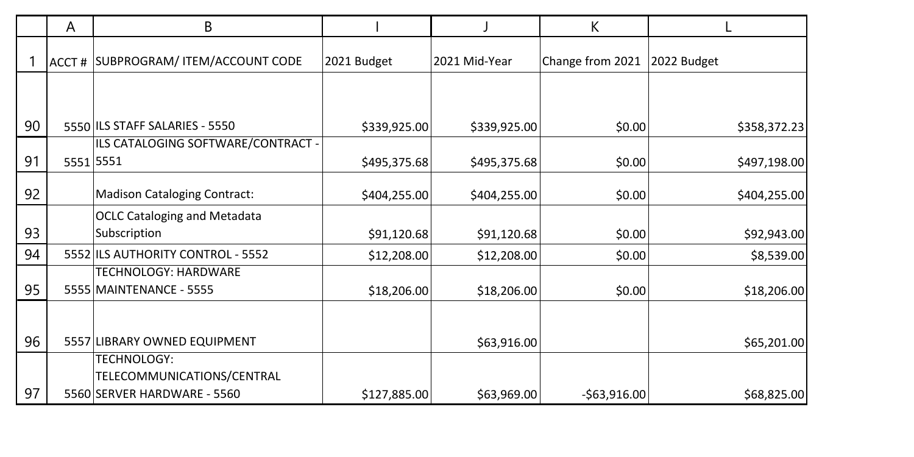| ACCT # | SUBPROGRAM/ ITEM/ACCOUNT CODE | 2021 Budget | 2021 Mid-Year | Change from 2021 | 2022 Budget |
|---|---|---|---|---|---|
| 5550 | ILS STAFF SALARIES - 5550 | $339,925.00 | $339,925.00 | $0.00 | $358,372.23 |
| 5551 | ILS CATALOGING SOFTWARE/CONTRACT - 5551 | $495,375.68 | $495,375.68 | $0.00 | $497,198.00 |
| | Madison Cataloging Contract: | $404,255.00 | $404,255.00 | $0.00 | $404,255.00 |
| | OCLC Cataloging and Metadata Subscription | $91,120.68 | $91,120.68 | $0.00 | $92,943.00 |
| 5552 | ILS AUTHORITY CONTROL - 5552 | $12,208.00 | $12,208.00 | $0.00 | $8,539.00 |
| 5555 | TECHNOLOGY: HARDWARE MAINTENANCE - 5555 | $18,206.00 | $18,206.00 | $0.00 | $18,206.00 |
| 5557 | LIBRARY OWNED EQUIPMENT | | $63,916.00 | | $65,201.00 |
| 5560 | TECHNOLOGY: TELECOMMUNICATIONS/CENTRAL SERVER HARDWARE - 5560 | $127,885.00 | $63,969.00 | -$63,916.00 | $68,825.00 |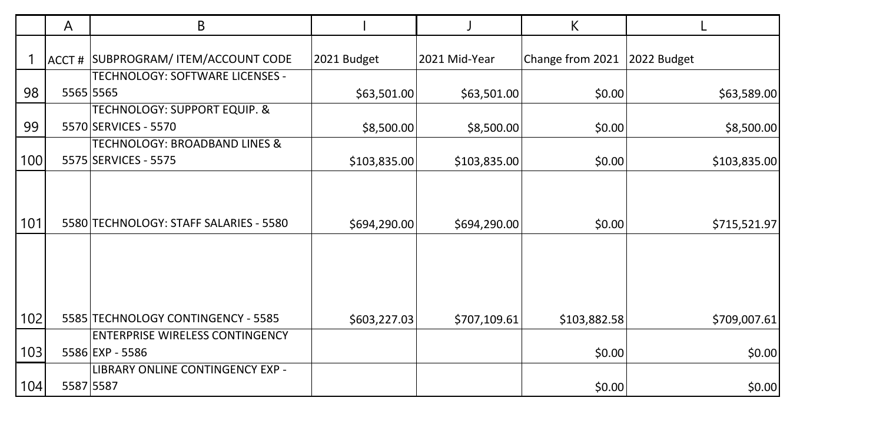| | A | B | I | J | K | L |
|---|---|---|---|---|---|---|
| 1 | ACCT # | SUBPROGRAM/ ITEM/ACCOUNT CODE | 2021 Budget | 2021 Mid-Year | Change from 2021 | 2022 Budget |
| 98 | 5565 | TECHNOLOGY: SOFTWARE LICENSES - 5565 | $63,501.00 | $63,501.00 | $0.00 | $63,589.00 |
| 99 | 5570 | TECHNOLOGY: SUPPORT EQUIP. & SERVICES - 5570 | $8,500.00 | $8,500.00 | $0.00 | $8,500.00 |
| 100 | 5575 | TECHNOLOGY: BROADBAND LINES & SERVICES - 5575 | $103,835.00 | $103,835.00 | $0.00 | $103,835.00 |
| 101 | 5580 | TECHNOLOGY: STAFF SALARIES - 5580 | $694,290.00 | $694,290.00 | $0.00 | $715,521.97 |
| 102 | 5585 | TECHNOLOGY CONTINGENCY - 5585 | $603,227.03 | $707,109.61 | $103,882.58 | $709,007.61 |
| 103 | 5586 | ENTERPRISE WIRELESS CONTINGENCY EXP - 5586 | | | $0.00 | $0.00 |
| 104 | 5587 | LIBRARY ONLINE CONTINGENCY EXP - 5587 | | | $0.00 | $0.00 |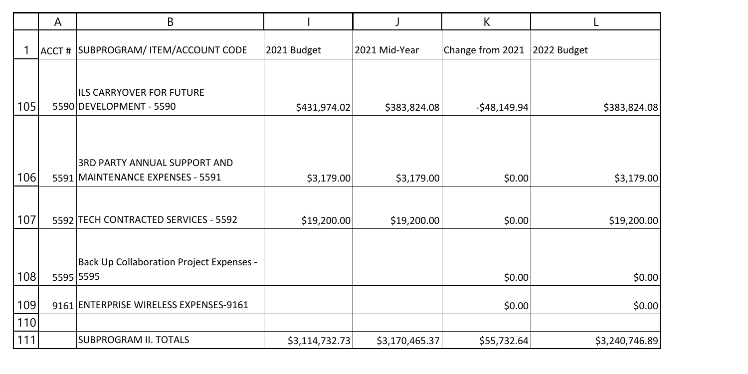|  | A | B | I | J | K | L |
|---|---|---|---|---|---|---|
| 1 | ACCT # | SUBPROGRAM/ ITEM/ACCOUNT CODE | 2021 Budget | 2021 Mid-Year | Change from 2021 | 2022 Budget |
| 105 | 5590 | ILS CARRYOVER FOR FUTURE DEVELOPMENT - 5590 | $431,974.02 | $383,824.08 | -$48,149.94 | $383,824.08 |
| 106 | 5591 | 3RD PARTY ANNUAL SUPPORT AND MAINTENANCE EXPENSES - 5591 | $3,179.00 | $3,179.00 | $0.00 | $3,179.00 |
| 107 | 5592 | TECH CONTRACTED SERVICES - 5592 | $19,200.00 | $19,200.00 | $0.00 | $19,200.00 |
| 108 | 5595 | Back Up Collaboration Project Expenses - 5595 |  |  | $0.00 | $0.00 |
| 109 | 9161 | ENTERPRISE WIRELESS EXPENSES-9161 |  |  | $0.00 | $0.00 |
| 110 |  |  |  |  |  |  |
| 111 |  | SUBPROGRAM II. TOTALS | $3,114,732.73 | $3,170,465.37 | $55,732.64 | $3,240,746.89 |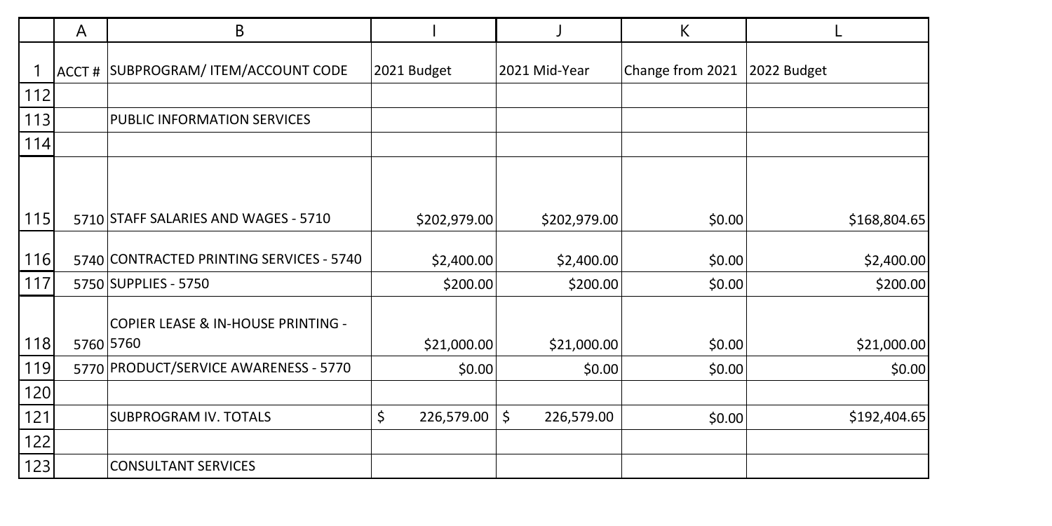| ACCT # | SUBPROGRAM/ ITEM/ACCOUNT CODE | 2021 Budget | 2021 Mid-Year | Change from 2021 | 2022 Budget |
|---|---|---|---|---|---|
| | | | | | |
| | PUBLIC INFORMATION SERVICES | | | | |
| | | | | | |
| 5710 | STAFF SALARIES AND WAGES - 5710 | $202,979.00 | $202,979.00 | $0.00 | $168,804.65 |
| 5740 | CONTRACTED PRINTING SERVICES - 5740 | $2,400.00 | $2,400.00 | $0.00 | $2,400.00 |
| 5750 | SUPPLIES - 5750 | $200.00 | $200.00 | $0.00 | $200.00 |
| 5760 | COPIER LEASE & IN-HOUSE PRINTING - 5760 | $21,000.00 | $21,000.00 | $0.00 | $21,000.00 |
| 5770 | PRODUCT/SERVICE AWARENESS - 5770 | $0.00 | $0.00 | $0.00 | $0.00 |
| | | | | | |
| | SUBPROGRAM IV. TOTALS | $ 226,579.00 | $ 226,579.00 | $0.00 | $192,404.65 |
| | | | | | |
| | CONSULTANT SERVICES | | | | |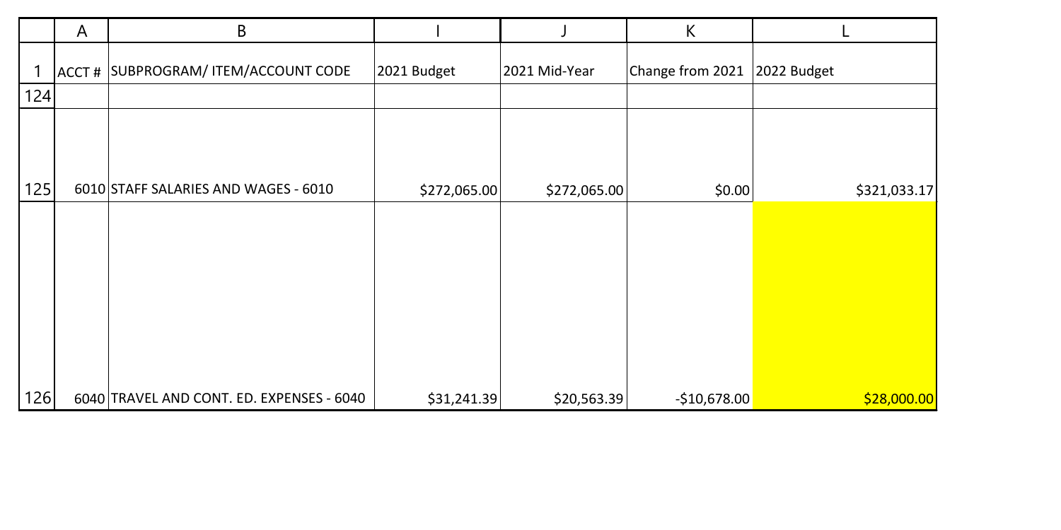| | A | B | I | J | K | L |
|---|---|---|---|---|---|---|
| 1 | ACCT # | SUBPROGRAM/ ITEM/ACCOUNT CODE | 2021 Budget | 2021 Mid-Year | Change from 2021 | 2022 Budget |
| 124 | | | | | | |
| 125 | 6010 | STAFF SALARIES AND WAGES - 6010 | $272,065.00 | $272,065.00 | $0.00 | $321,033.17 |
| 126 | 6040 | TRAVEL AND CONT. ED. EXPENSES - 6040 | $31,241.39 | $20,563.39 | -$10,678.00 | $28,000.00 |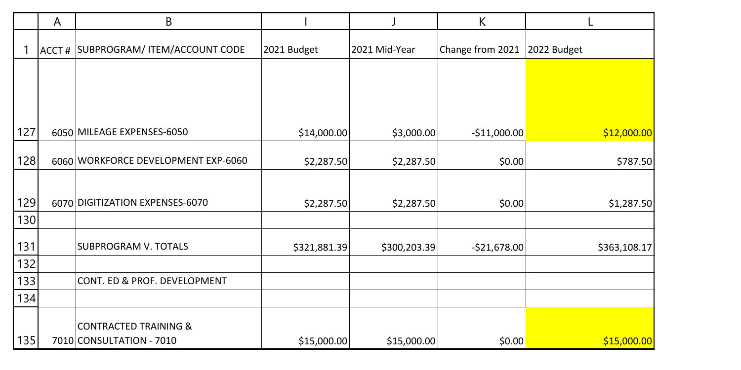| | A | B | I | J | K | L |
|---|---|---|---|---|---|---|
| 1 | ACCT # | SUBPROGRAM/ ITEM/ACCOUNT CODE | 2021 Budget | 2021 Mid-Year | Change from 2021 | 2022 Budget |
| 127 | 6050 | MILEAGE EXPENSES-6050 | $14,000.00 | $3,000.00 | -$11,000.00 | $12,000.00 |
| 128 | 6060 | WORKFORCE DEVELOPMENT EXP-6060 | $2,287.50 | $2,287.50 | $0.00 | $787.50 |
| 129 | 6070 | DIGITIZATION EXPENSES-6070 | $2,287.50 | $2,287.50 | $0.00 | $1,287.50 |
| 130 | | | | | | |
| 131 | | SUBPROGRAM V. TOTALS | $321,881.39 | $300,203.39 | -$21,678.00 | $363,108.17 |
| 132 | | | | | | |
| 133 | | CONT. ED & PROF. DEVELOPMENT | | | | |
| 134 | | | | | | |
| 135 | 7010 | CONTRACTED TRAINING & CONSULTATION - 7010 | $15,000.00 | $15,000.00 | $0.00 | $15,000.00 |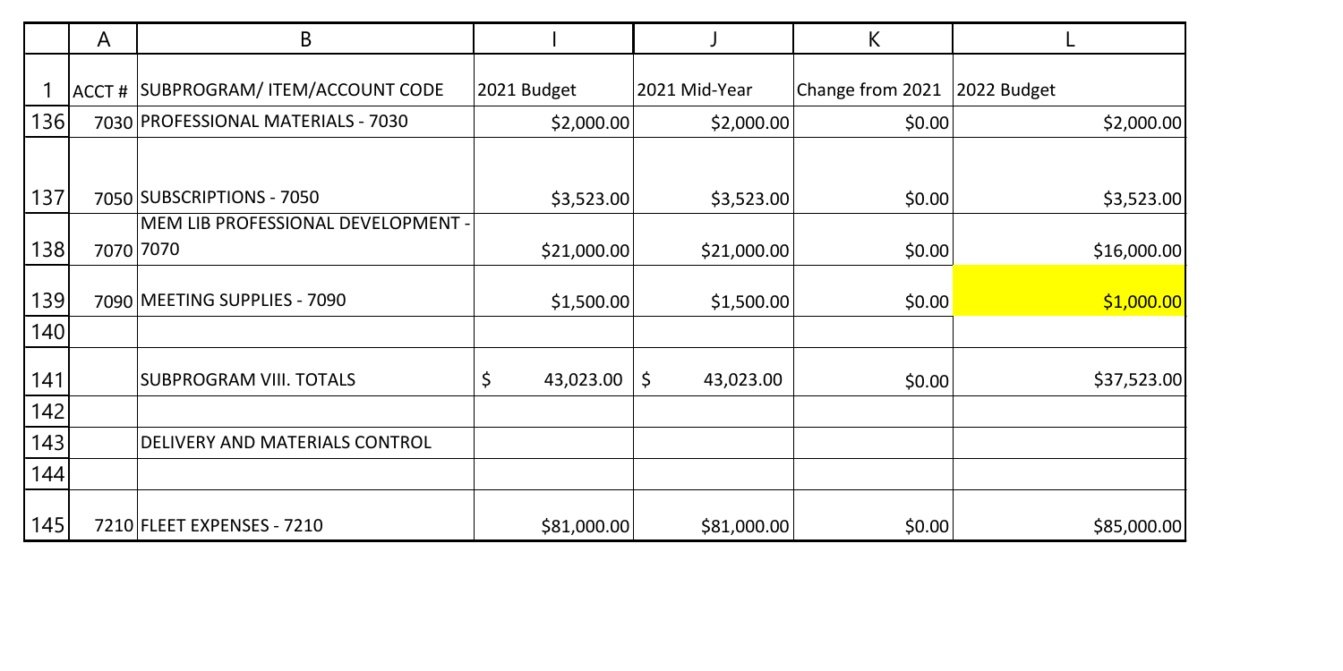| | A | B | I | J | K | L |
|---|---|---|---|---|---|---|
| 1 | ACCT # | SUBPROGRAM/ ITEM/ACCOUNT CODE | 2021 Budget | 2021 Mid-Year | Change from 2021 | 2022 Budget |
| 136 | 7030 | PROFESSIONAL MATERIALS - 7030 | $2,000.00 | $2,000.00 | $0.00 | $2,000.00 |
| 137 | 7050 | SUBSCRIPTIONS - 7050 | $3,523.00 | $3,523.00 | $0.00 | $3,523.00 |
| 138 | 7070 | MEM LIB PROFESSIONAL DEVELOPMENT - 7070 | $21,000.00 | $21,000.00 | $0.00 | $16,000.00 |
| 139 | 7090 | MEETING SUPPLIES - 7090 | $1,500.00 | $1,500.00 | $0.00 | $1,000.00 |
| 140 | | | | | | |
| 141 | | SUBPROGRAM VIII. TOTALS | $ 43,023.00 | $ 43,023.00 | $0.00 | $37,523.00 |
| 142 | | | | | | |
| 143 | | DELIVERY AND MATERIALS CONTROL | | | | |
| 144 | | | | | | |
| 145 | 7210 | FLEET EXPENSES - 7210 | $81,000.00 | $81,000.00 | $0.00 | $85,000.00 |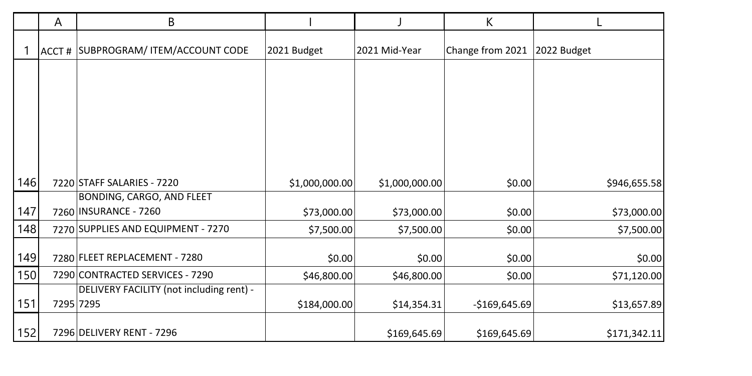| ACCT # | SUBPROGRAM/ ITEM/ACCOUNT CODE | 2021 Budget | 2021 Mid-Year | Change from 2021 | 2022 Budget |
|---|---|---|---|---|---|
| 7220 | STAFF SALARIES - 7220 | $1,000,000.00 | $1,000,000.00 | $0.00 | $946,655.58 |
| 7260 | BONDING, CARGO, AND FLEET INSURANCE - 7260 | $73,000.00 | $73,000.00 | $0.00 | $73,000.00 |
| 7270 | SUPPLIES AND EQUIPMENT - 7270 | $7,500.00 | $7,500.00 | $0.00 | $7,500.00 |
| 7280 | FLEET REPLACEMENT - 7280 | $0.00 | $0.00 | $0.00 | $0.00 |
| 7290 | CONTRACTED SERVICES - 7290 | $46,800.00 | $46,800.00 | $0.00 | $71,120.00 |
| 7295 | DELIVERY FACILITY (not including rent) - 7295 | $184,000.00 | $14,354.31 | -$169,645.69 | $13,657.89 |
| 7296 | DELIVERY RENT - 7296 | | $169,645.69 | $169,645.69 | $171,342.11 |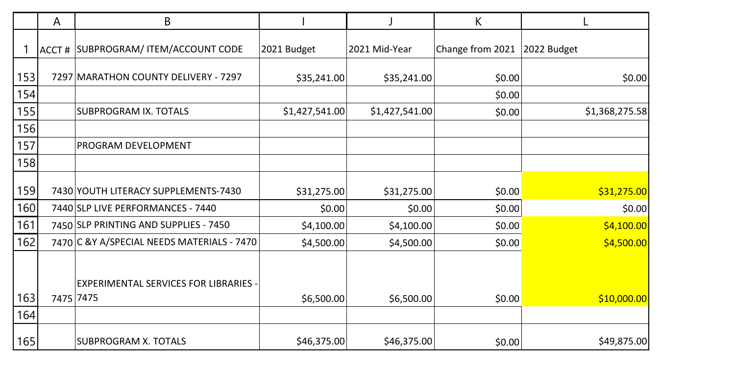| | A | B | I | J | K | L |
|---|---|---|---|---|---|---|
| 1 | ACCT # | SUBPROGRAM/ ITEM/ACCOUNT CODE | 2021 Budget | 2021 Mid-Year | Change from 2021 | 2022 Budget |
| 153 | 7297 | MARATHON COUNTY DELIVERY - 7297 | $35,241.00 | $35,241.00 | $0.00 | $0.00 |
| 154 | | | | | $0.00 | |
| 155 | | SUBPROGRAM IX. TOTALS | $1,427,541.00 | $1,427,541.00 | $0.00 | $1,368,275.58 |
| 156 | | | | | | |
| 157 | | PROGRAM DEVELOPMENT | | | | |
| 158 | | | | | | |
| 159 | 7430 | YOUTH LITERACY SUPPLEMENTS-7430 | $31,275.00 | $31,275.00 | $0.00 | $31,275.00 |
| 160 | 7440 | SLP LIVE PERFORMANCES - 7440 | $0.00 | $0.00 | $0.00 | $0.00 |
| 161 | 7450 | SLP PRINTING AND SUPPLIES - 7450 | $4,100.00 | $4,100.00 | $0.00 | $4,100.00 |
| 162 | 7470 | C &Y A/SPECIAL NEEDS MATERIALS - 7470 | $4,500.00 | $4,500.00 | $0.00 | $4,500.00 |
| 163 | 7475 | EXPERIMENTAL SERVICES FOR LIBRARIES - 7475 | $6,500.00 | $6,500.00 | $0.00 | $10,000.00 |
| 164 | | | | | | |
| 165 | | SUBPROGRAM X. TOTALS | $46,375.00 | $46,375.00 | $0.00 | $49,875.00 |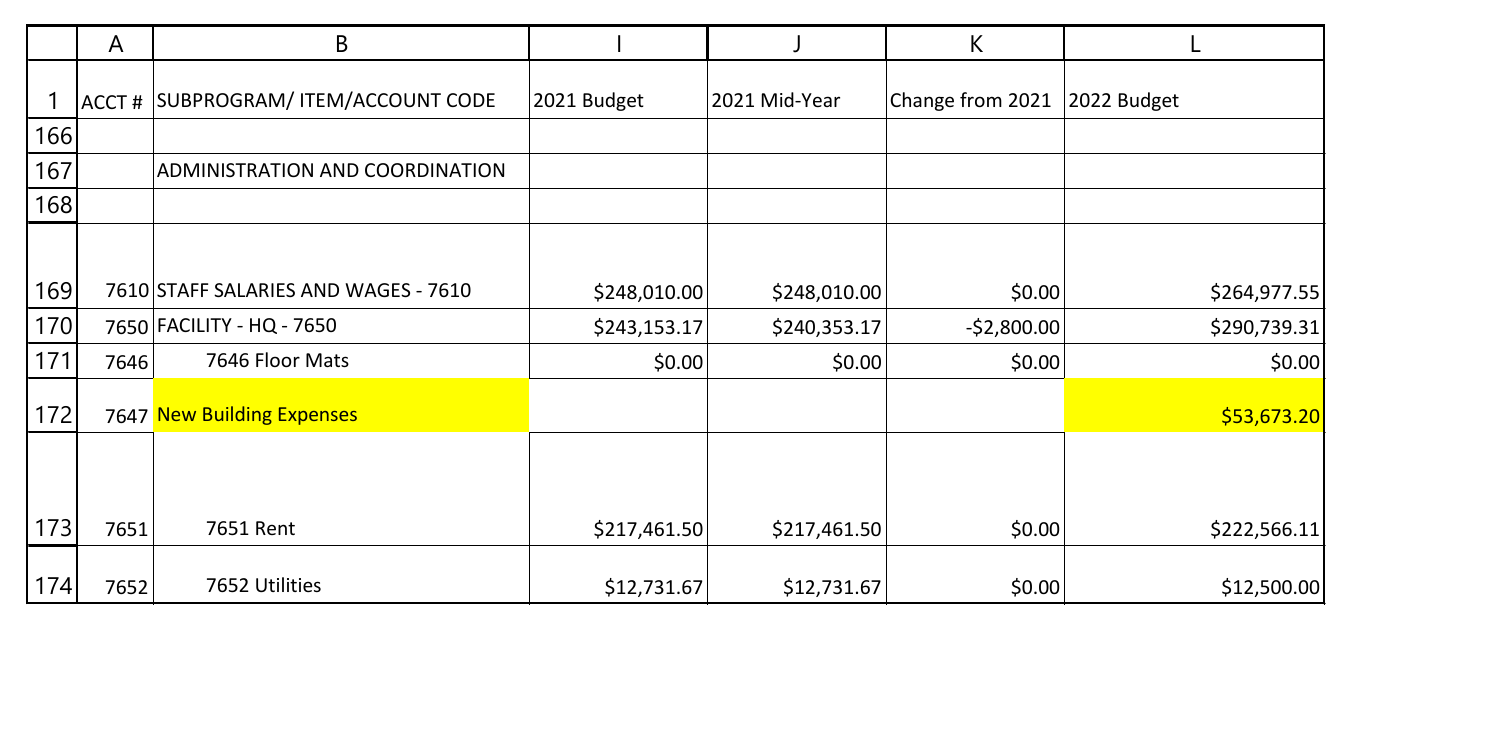| | A | B | I | J | K | L |
|---|---|---|---|---|---|---|
| 1 | ACCT # | SUBPROGRAM/ ITEM/ACCOUNT CODE | 2021 Budget | 2021 Mid-Year | Change from 2021 | 2022 Budget |
| 166 | | | | | | |
| 167 | | ADMINISTRATION AND COORDINATION | | | | |
| 168 | | | | | | |
| 169 | 7610 | STAFF SALARIES AND WAGES - 7610 | $248,010.00 | $248,010.00 | $0.00 | $264,977.55 |
| 170 | 7650 | FACILITY - HQ - 7650 | $243,153.17 | $240,353.17 | -$2,800.00 | $290,739.31 |
| 171 | 7646 | 7646 Floor Mats | $0.00 | $0.00 | $0.00 | $0.00 |
| 172 | 7647 | New Building Expenses | | | | $53,673.20 |
| 173 | 7651 | 7651 Rent | $217,461.50 | $217,461.50 | $0.00 | $222,566.11 |
| 174 | 7652 | 7652 Utilities | $12,731.67 | $12,731.67 | $0.00 | $12,500.00 |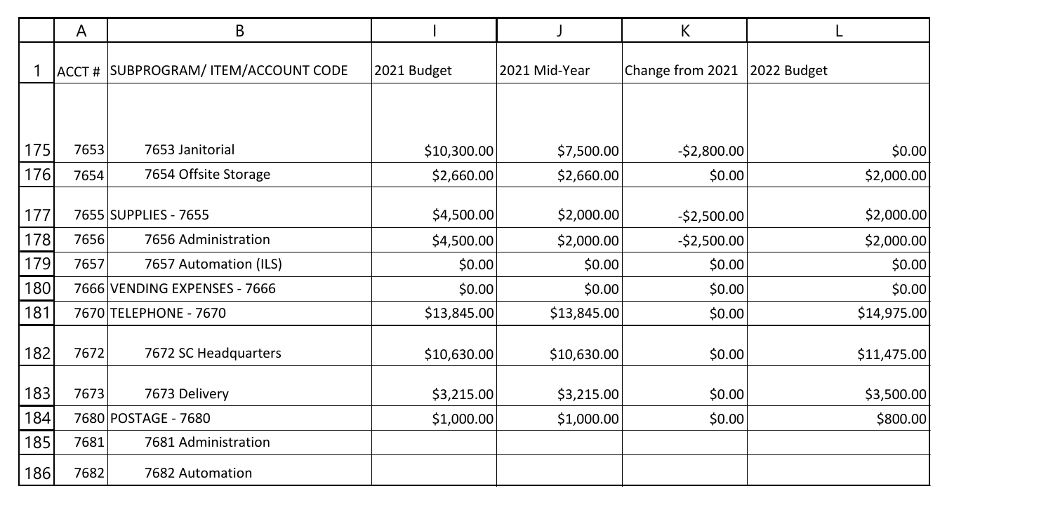| ACCT # | SUBPROGRAM/ ITEM/ACCOUNT CODE | 2021 Budget | 2021 Mid-Year | Change from 2021 | 2022 Budget |
|---|---|---|---|---|---|
| 7653 | 7653 Janitorial | $10,300.00 | $7,500.00 | -$2,800.00 | $0.00 |
| 7654 | 7654 Offsite Storage | $2,660.00 | $2,660.00 | $0.00 | $2,000.00 |
| 7655 | SUPPLIES - 7655 | $4,500.00 | $2,000.00 | -$2,500.00 | $2,000.00 |
| 7656 | 7656 Administration | $4,500.00 | $2,000.00 | -$2,500.00 | $2,000.00 |
| 7657 | 7657 Automation (ILS) | $0.00 | $0.00 | $0.00 | $0.00 |
| 7666 | VENDING EXPENSES - 7666 | $0.00 | $0.00 | $0.00 | $0.00 |
| 7670 | TELEPHONE - 7670 | $13,845.00 | $13,845.00 | $0.00 | $14,975.00 |
| 7672 | 7672 SC Headquarters | $10,630.00 | $10,630.00 | $0.00 | $11,475.00 |
| 7673 | 7673 Delivery | $3,215.00 | $3,215.00 | $0.00 | $3,500.00 |
| 7680 | POSTAGE - 7680 | $1,000.00 | $1,000.00 | $0.00 | $800.00 |
| 7681 | 7681 Administration | | | | |
| 7682 | 7682 Automation | | | | |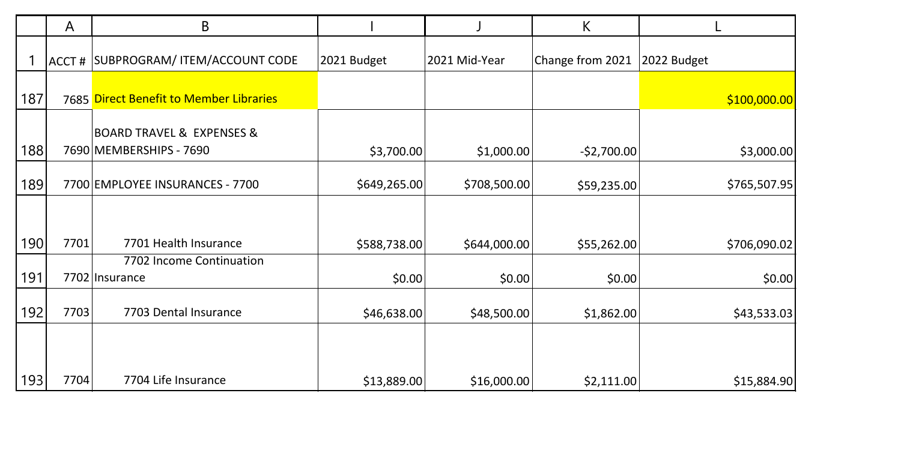| | A | B | I | J | K | L |
|---|---|---|---|---|---|---|
| 1 | ACCT # | SUBPROGRAM/ ITEM/ACCOUNT CODE | 2021 Budget | 2021 Mid-Year | Change from 2021 | 2022 Budget |
| 187 | 7685 | Direct Benefit to Member Libraries | | | | $100,000.00 |
| 188 | 7690 | BOARD TRAVEL & EXPENSES & MEMBERSHIPS - 7690 | $3,700.00 | $1,000.00 | -$2,700.00 | $3,000.00 |
| 189 | 7700 | EMPLOYEE INSURANCES - 7700 | $649,265.00 | $708,500.00 | $59,235.00 | $765,507.95 |
| 190 | 7701 | 7701 Health Insurance | $588,738.00 | $644,000.00 | $55,262.00 | $706,090.02 |
| 191 | 7702 | 7702 Income Continuation Insurance | $0.00 | $0.00 | $0.00 | $0.00 |
| 192 | 7703 | 7703 Dental Insurance | $46,638.00 | $48,500.00 | $1,862.00 | $43,533.03 |
| 193 | 7704 | 7704 Life Insurance | $13,889.00 | $16,000.00 | $2,111.00 | $15,884.90 |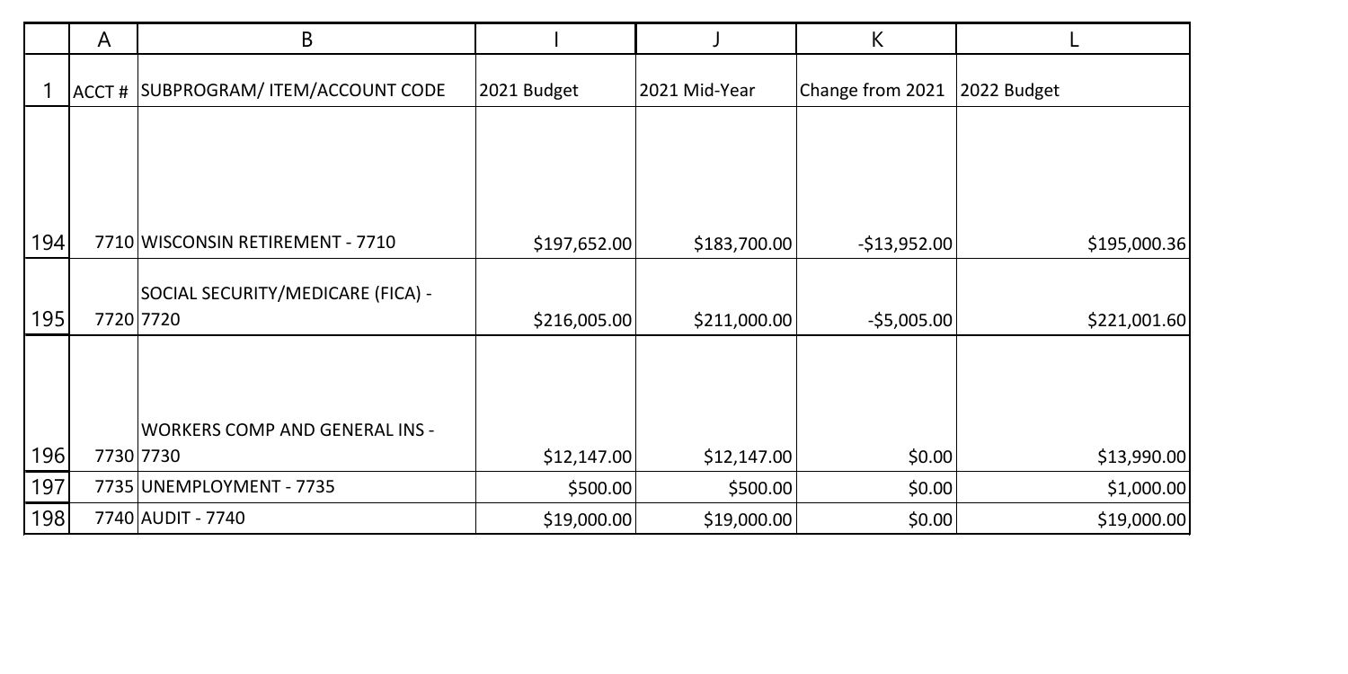| | A | B | I | J | K | L |
|---|---|---|---|---|---|---|
| 1 | ACCT # | SUBPROGRAM/ ITEM/ACCOUNT CODE | 2021 Budget | 2021 Mid-Year | Change from 2021 | 2022 Budget |
| 194 | 7710 | WISCONSIN RETIREMENT - 7710 | $197,652.00 | $183,700.00 | -$13,952.00 | $195,000.36 |
| 195 | 7720 | SOCIAL SECURITY/MEDICARE (FICA) - 7720 | $216,005.00 | $211,000.00 | -$5,005.00 | $221,001.60 |
| 196 | 7730 | WORKERS COMP AND GENERAL INS - 7730 | $12,147.00 | $12,147.00 | $0.00 | $13,990.00 |
| 197 | 7735 | UNEMPLOYMENT - 7735 | $500.00 | $500.00 | $0.00 | $1,000.00 |
| 198 | 7740 | AUDIT - 7740 | $19,000.00 | $19,000.00 | $0.00 | $19,000.00 |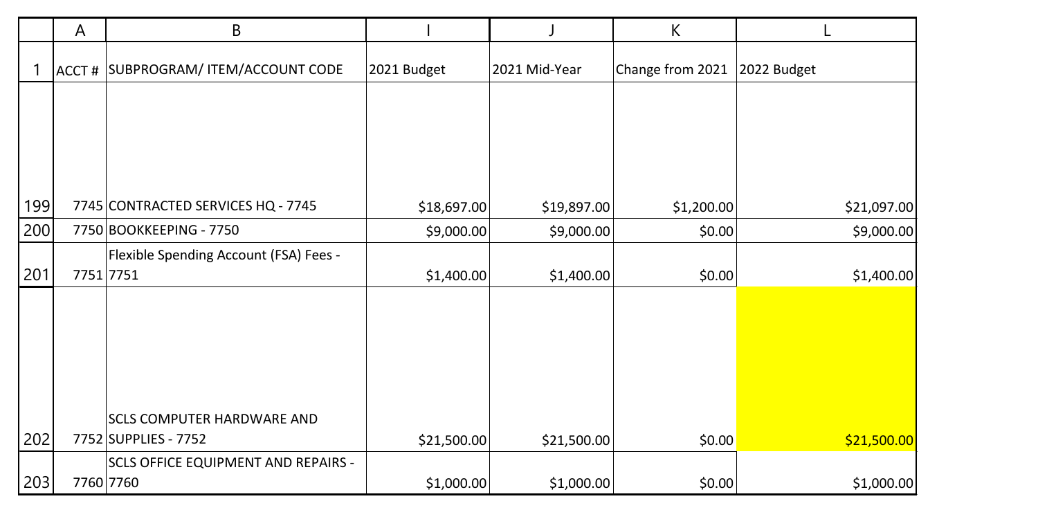| | A | B | I | J | K | L |
|---|---|---|---|---|---|---|
| 1 | ACCT # | SUBPROGRAM/ ITEM/ACCOUNT CODE | 2021 Budget | 2021 Mid-Year | Change from 2021 | 2022 Budget |
| 199 | 7745 | CONTRACTED SERVICES HQ - 7745 | $18,697.00 | $19,897.00 | $1,200.00 | $21,097.00 |
| 200 | 7750 | BOOKKEEPING - 7750 | $9,000.00 | $9,000.00 | $0.00 | $9,000.00 |
| 201 | 7751 | Flexible Spending Account (FSA) Fees - 7751 | $1,400.00 | $1,400.00 | $0.00 | $1,400.00 |
| 202 | 7752 | SCLS COMPUTER HARDWARE AND SUPPLIES - 7752 | $21,500.00 | $21,500.00 | $0.00 | $21,500.00 |
| 203 | 7760 | SCLS OFFICE EQUIPMENT AND REPAIRS - 7760 | $1,000.00 | $1,000.00 | $0.00 | $1,000.00 |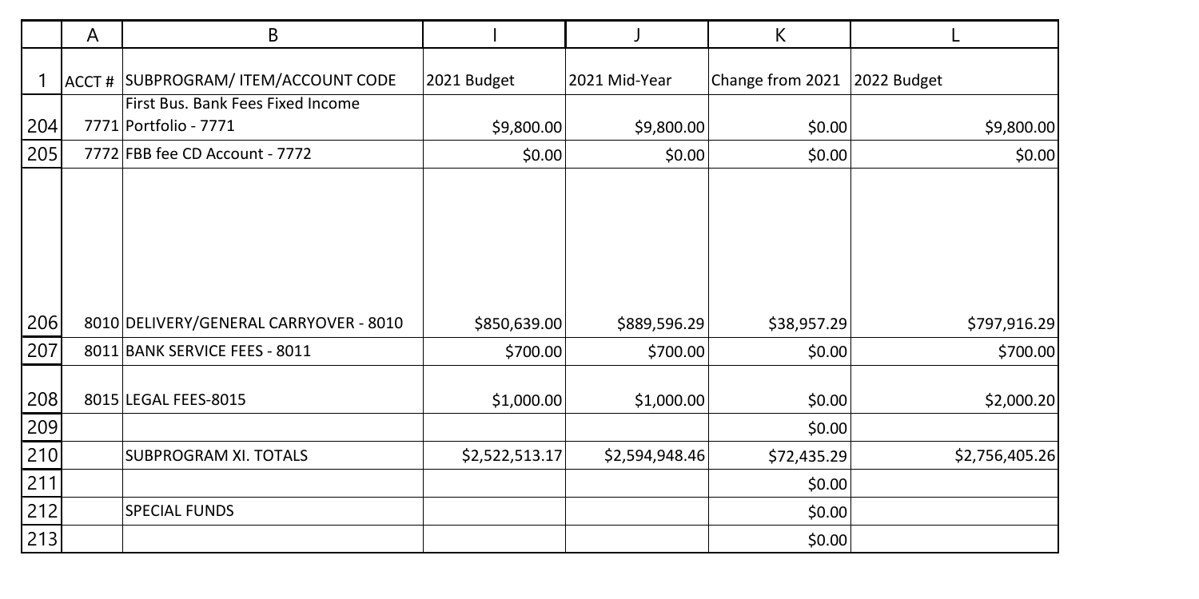| | A | B | I | J | K | L |
|---|---|---|---|---|---|---|
| 1 | ACCT # | SUBPROGRAM/ ITEM/ACCOUNT CODE | 2021 Budget | 2021 Mid-Year | Change from 2021 | 2022 Budget |
| 204 | 7771 | First Bus. Bank Fees Fixed Income Portfolio - 7771 | $9,800.00 | $9,800.00 | $0.00 | $9,800.00 |
| 205 | 7772 | FBB fee CD Account - 7772 | $0.00 | $0.00 | $0.00 | $0.00 |
| 206 | 8010 | DELIVERY/GENERAL CARRYOVER - 8010 | $850,639.00 | $889,596.29 | $38,957.29 | $797,916.29 |
| 207 | 8011 | BANK SERVICE FEES - 8011 | $700.00 | $700.00 | $0.00 | $700.00 |
| 208 | 8015 | LEGAL FEES-8015 | $1,000.00 | $1,000.00 | $0.00 | $2,000.20 |
| 209 | | | | | $0.00 | |
| 210 | | SUBPROGRAM XI. TOTALS | $2,522,513.17 | $2,594,948.46 | $72,435.29 | $2,756,405.26 |
| 211 | | | | | $0.00 | |
| 212 | | SPECIAL FUNDS | | | $0.00 | |
| 213 | | | | | $0.00 | |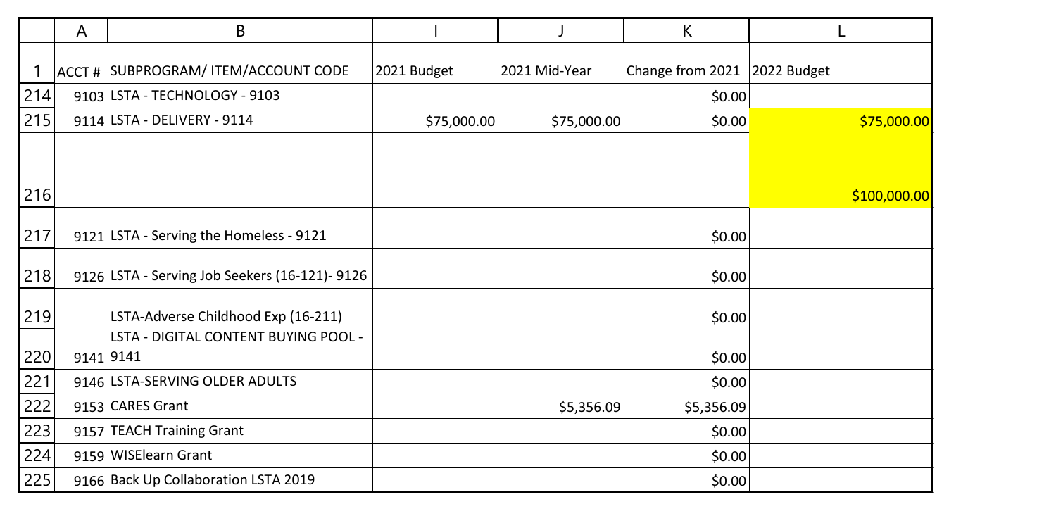| | A | B | I | J | K | L |
|---|---|---|---|---|---|---|
| 1 | ACCT # | SUBPROGRAM/ ITEM/ACCOUNT CODE | 2021 Budget | 2021 Mid-Year | Change from 2021 | 2022 Budget |
| 214 | 9103 | LSTA - TECHNOLOGY - 9103 | | | $0.00 | |
| 215 | 9114 | LSTA - DELIVERY - 9114 | $75,000.00 | $75,000.00 | $0.00 | $75,000.00 |
| 216 | | | | | | $100,000.00 |
| 217 | 9121 | LSTA - Serving the Homeless - 9121 | | | $0.00 | |
| 218 | 9126 | LSTA - Serving Job Seekers (16-121)- 9126 | | | $0.00 | |
| 219 | | LSTA-Adverse Childhood Exp (16-211) | | | $0.00 | |
| 220 | 9141 | LSTA - DIGITAL CONTENT BUYING POOL - 9141 | | | $0.00 | |
| 221 | 9146 | LSTA-SERVING OLDER ADULTS | | | $0.00 | |
| 222 | 9153 | CARES Grant | | $5,356.09 | $5,356.09 | |
| 223 | 9157 | TEACH Training Grant | | | $0.00 | |
| 224 | 9159 | WISElearn Grant | | | $0.00 | |
| 225 | 9166 | Back Up Collaboration LSTA 2019 | | | $0.00 | |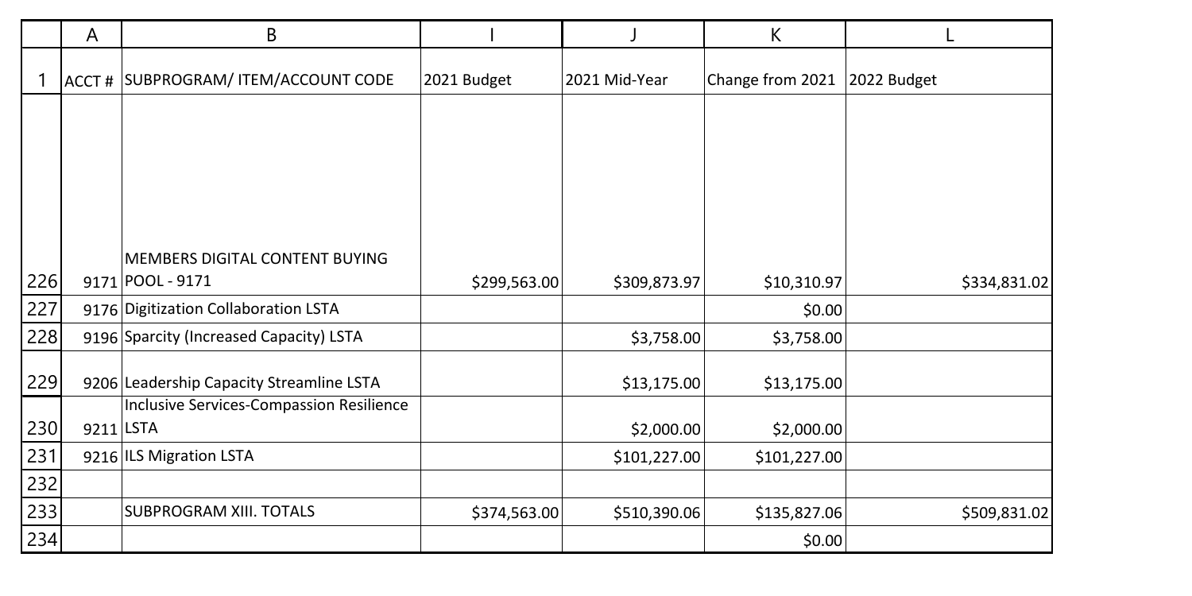| | A | B | I | J | K | L |
|---|---|---|---|---|---|---|
| 1 | ACCT # | SUBPROGRAM/ ITEM/ACCOUNT CODE | 2021 Budget | 2021 Mid-Year | Change from 2021 | 2022 Budget |
| 226 | 9171 | MEMBERS DIGITAL CONTENT BUYING POOL - 9171 | $299,563.00 | $309,873.97 | $10,310.97 | $334,831.02 |
| 227 | 9176 | Digitization Collaboration LSTA | | | $0.00 | |
| 228 | 9196 | Sparcity (Increased Capacity) LSTA | | $3,758.00 | $3,758.00 | |
| 229 | 9206 | Leadership Capacity Streamline LSTA | | $13,175.00 | $13,175.00 | |
| 230 | 9211 | Inclusive Services-Compassion Resilience LSTA | | $2,000.00 | $2,000.00 | |
| 231 | 9216 | ILS Migration LSTA | | $101,227.00 | $101,227.00 | |
| 232 | | | | | | |
| 233 | | SUBPROGRAM XIII. TOTALS | $374,563.00 | $510,390.06 | $135,827.06 | $509,831.02 |
| 234 | | | | | $0.00 | |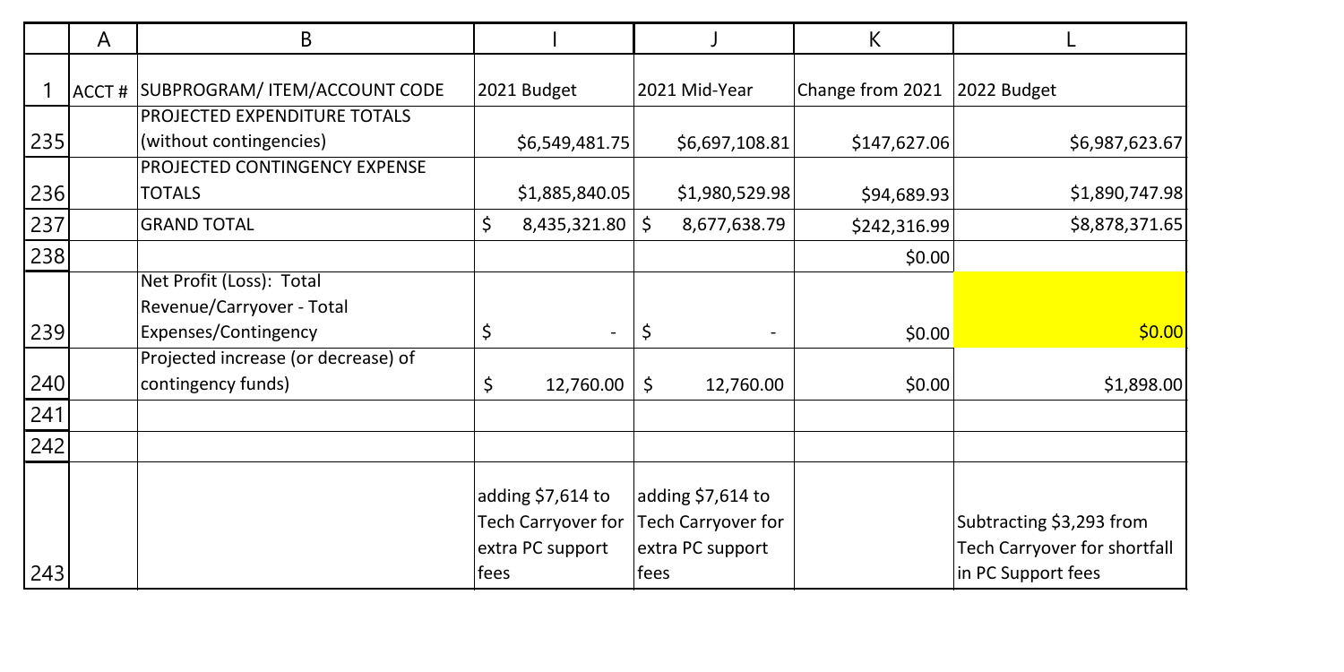| | A | B | I | J | K | L |
|---|---|---|---|---|---|---|
| 1 | ACCT # | SUBPROGRAM/ ITEM/ACCOUNT CODE | 2021 Budget | 2021 Mid-Year | Change from 2021 | 2022 Budget |
| 235 | | PROJECTED EXPENDITURE TOTALS (without contingencies) | $6,549,481.75 | $6,697,108.81 | $147,627.06 | $6,987,623.67 |
| 236 | | PROJECTED CONTINGENCY EXPENSE TOTALS | $1,885,840.05 | $1,980,529.98 | $94,689.93 | $1,890,747.98 |
| 237 | | GRAND TOTAL | $ 8,435,321.80 | $ 8,677,638.79 | $242,316.99 | $8,878,371.65 |
| 238 | | | | | $0.00 | |
| 239 | | Net Profit (Loss): Total Revenue/Carryover - Total Expenses/Contingency | $ - | $ - | $0.00 | $0.00 |
| 240 | | Projected increase (or decrease) of contingency funds) | $ 12,760.00 | $ 12,760.00 | $0.00 | $1,898.00 |
| 241 | | | | | | |
| 242 | | | | | | |
| 243 | | | adding $7,614 to Tech Carryover for extra PC support fees | adding $7,614 to Tech Carryover for extra PC support fees | | Subtracting $3,293 from Tech Carryover for shortfall in PC Support fees |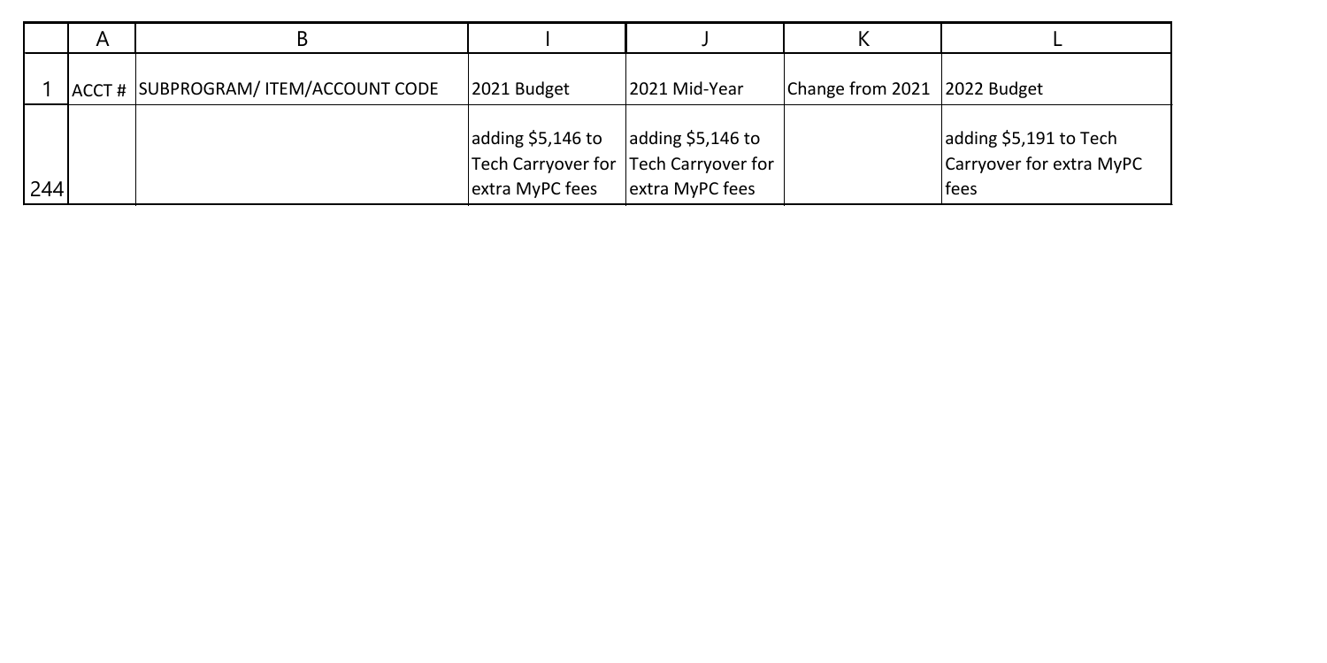| | A | B | I | J | K | L |
|---|---|---|---|---|---|---|
| 1 | ACCT # | SUBPROGRAM/ ITEM/ACCOUNT CODE | 2021 Budget | 2021 Mid-Year | Change from 2021 | 2022 Budget |
| 244 | | | adding $5,146 to Tech Carryover for extra MyPC fees | adding $5,146 to Tech Carryover for extra MyPC fees | | adding $5,191 to Tech Carryover for extra MyPC fees |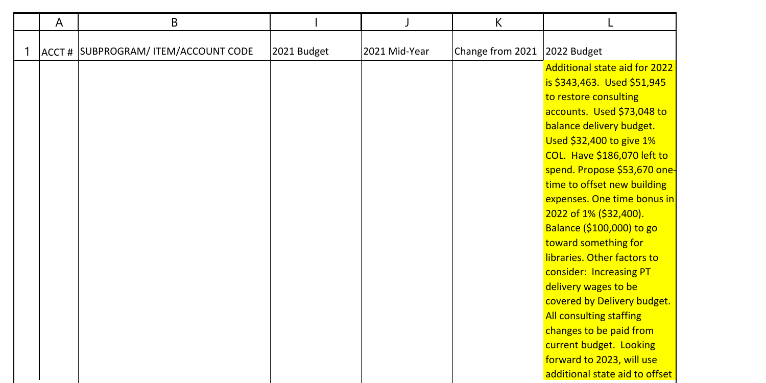| ACCT # | SUBPROGRAM/ ITEM/ACCOUNT CODE | 2021 Budget | 2021 Mid-Year | Change from 2021 | 2022 Budget |
|---|---|---|---|---|---|
| | | | | | Additional state aid for 2022 is $343,463. Used $51,945 to restore consulting accounts. Used $73,048 to balance delivery budget. Used $32,400 to give 1% COL. Have $186,070 left to spend. Propose $53,670 one-time to offset new building expenses. One time bonus in 2022 of 1% ($32,400). Balance ($100,000) to go toward something for libraries. Other factors to consider: Increasing PT delivery wages to be covered by Delivery budget. All consulting staffing changes to be paid from current budget. Looking forward to 2023, will use additional state aid to offset |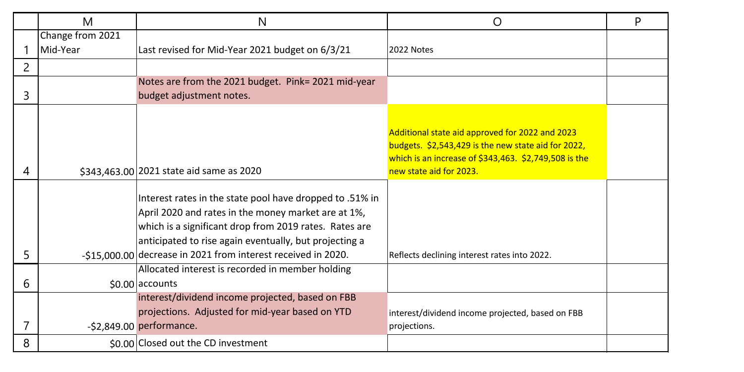| | M | N | O | P |
|---|---|---|---|---|
| 1 | Change from 2021 Mid-Year | Last revised for Mid-Year 2021 budget on 6/3/21 | 2022 Notes | |
| 2 | | | | |
| 3 | | Notes are from the 2021 budget. Pink= 2021 mid-year budget adjustment notes. | | |
| 4 | $343,463.00 | 2021 state aid same as 2020 | Additional state aid approved for 2022 and 2023 budgets. $2,543,429 is the new state aid for 2022, which is an increase of $343,463. $2,749,508 is the new state aid for 2023. | |
| 5 | -$15,000.00 | Interest rates in the state pool have dropped to .51% in April 2020 and rates in the money market are at 1%, which is a significant drop from 2019 rates. Rates are anticipated to rise again eventually, but projecting a decrease in 2021 from interest received in 2020. | Reflects declining interest rates into 2022. | |
| 6 | $0.00 | Allocated interest is recorded in member holding accounts | | |
| 7 | -$2,849.00 | interest/dividend income projected, based on FBB projections. Adjusted for mid-year based on YTD performance. | interest/dividend income projected, based on FBB projections. | |
| 8 | $0.00 | Closed out the CD investment | | |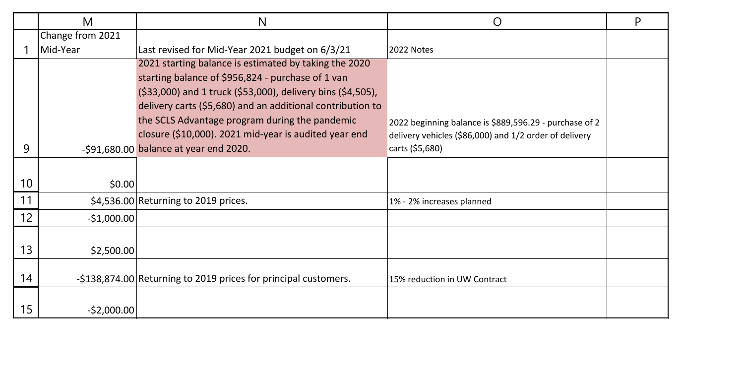| | M | N | O | P |
|---|---|---|---|---|
| 1 | Change from 2021 Mid-Year | Last revised for Mid-Year 2021 budget on 6/3/21 | 2022 Notes | |
| 9 | -$91,680.00 | 2021 starting balance is estimated by taking the 2020 starting balance of $956,824 - purchase of 1 van ($33,000) and 1 truck ($53,000), delivery bins ($4,505), delivery carts ($5,680) and an additional contribution to the SCLS Advantage program during the pandemic closure ($10,000). 2021 mid-year is audited year end balance at year end 2020. | 2022 beginning balance is $889,596.29 - purchase of 2 delivery vehicles ($86,000) and 1/2 order of delivery carts ($5,680) | |
| 10 | $0.00 | | | |
| 11 | $4,536.00 | Returning to 2019 prices. | 1% - 2% increases planned | |
| 12 | -$1,000.00 | | | |
| 13 | $2,500.00 | | | |
| 14 | -$138,874.00 | Returning to 2019 prices for principal customers. | 15% reduction in UW Contract | |
| 15 | -$2,000.00 | | | |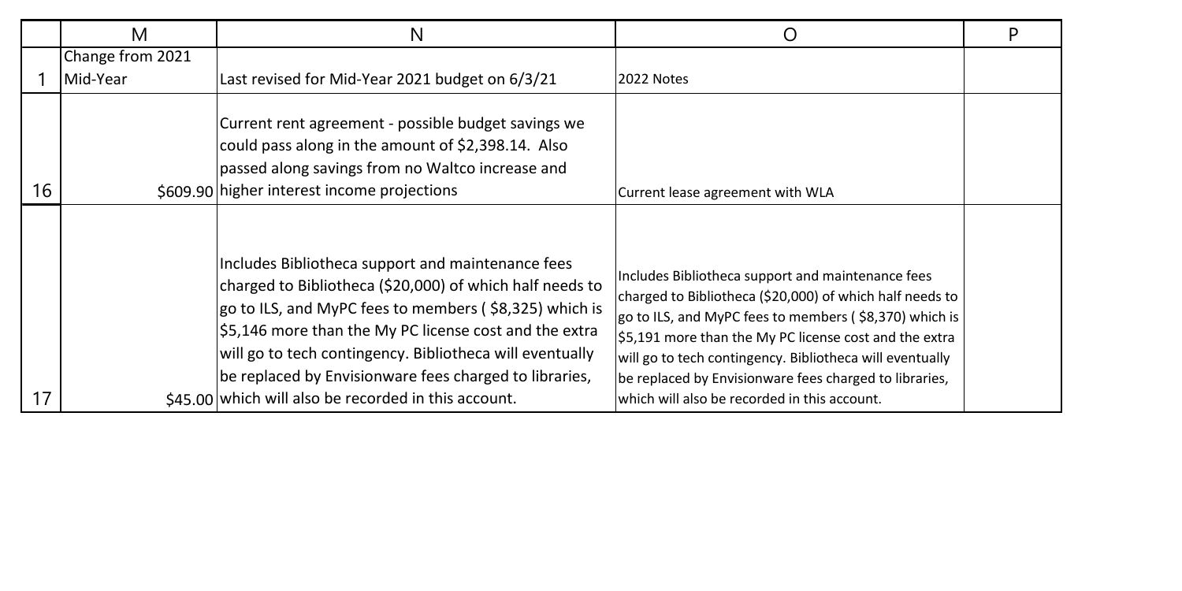| | M | N | O | P |
|---|---|---|---|---|
| 1 | Change from 2021 Mid-Year | Last revised for Mid-Year 2021 budget on 6/3/21 | 2022 Notes | |
| 16 | $609.90 | Current rent agreement - possible budget savings we could pass along in the amount of $2,398.14. Also passed along savings from no Waltco increase and higher interest income projections | Current lease agreement with WLA | |
| 17 | $45.00 | Includes Bibliotheca support and maintenance fees charged to Bibliotheca ($20,000) of which half needs to go to ILS, and MyPC fees to members ( $8,325) which is $5,146 more than the My PC license cost and the extra will go to tech contingency. Bibliotheca will eventually be replaced by Envisionware fees charged to libraries, which will also be recorded in this account. | Includes Bibliotheca support and maintenance fees charged to Bibliotheca ($20,000) of which half needs to go to ILS, and MyPC fees to members ( $8,370) which is $5,191 more than the My PC license cost and the extra will go to tech contingency. Bibliotheca will eventually be replaced by Envisionware fees charged to libraries, which will also be recorded in this account. | |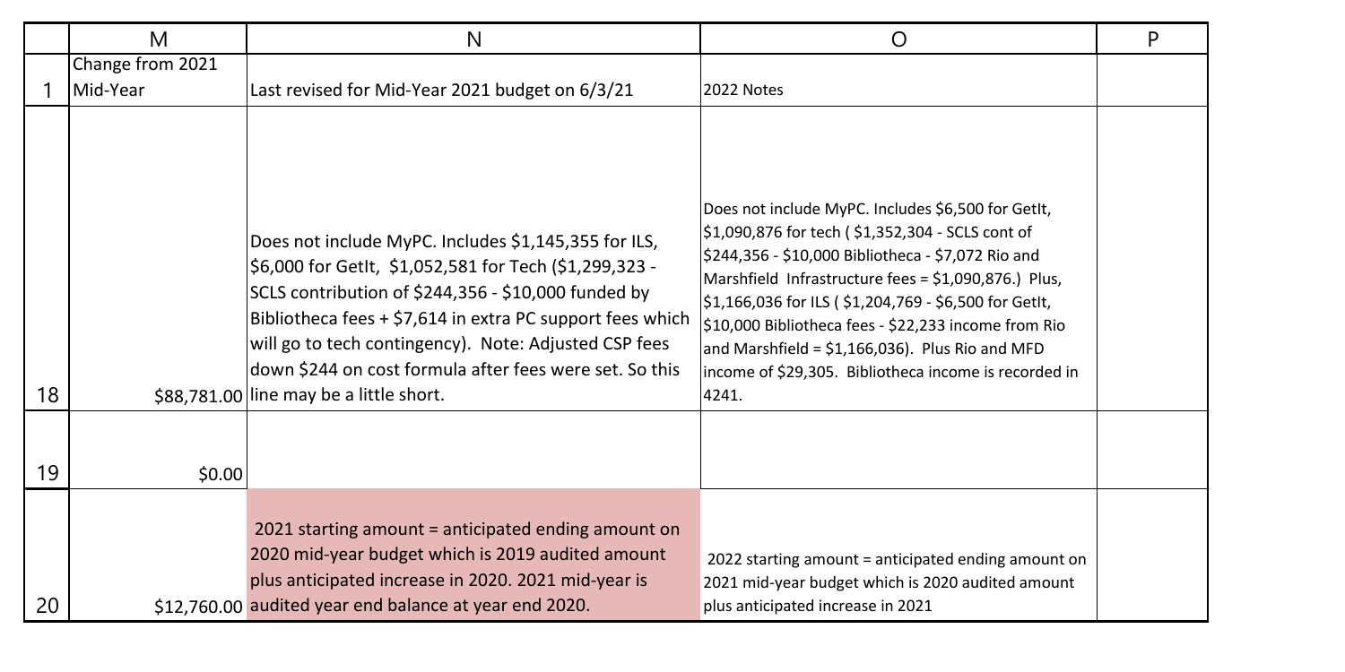| | M | N | O | P |
|---|---|---|---|---|
| 1 | Change from 2021 Mid-Year | Last revised for Mid-Year 2021 budget on 6/3/21 | 2022 Notes | |
| 18 | $88,781.00 | Does not include MyPC. Includes $1,145,355 for ILS, $6,000 for GetIt, $1,052,581 for Tech ($1,299,323 - SCLS contribution of $244,356 - $10,000 funded by Bibliotheca fees + $7,614 in extra PC support fees which will go to tech contingency). Note: Adjusted CSP fees down $244 on cost formula after fees were set. So this line may be a little short. | Does not include MyPC. Includes $6,500 for GetIt, $1,090,876 for tech ( $1,352,304 - SCLS cont of $244,356 - $10,000 Bibliotheca - $7,072 Rio and Marshfield Infrastructure fees = $1,090,876.) Plus, $1,166,036 for ILS ( $1,204,769 - $6,500 for GetIt, $10,000 Bibliotheca fees - $22,233 income from Rio and Marshfield = $1,166,036). Plus Rio and MFD income of $29,305. Bibliotheca income is recorded in 4241. | |
| 19 | $0.00 | | | |
| 20 | $12,760.00 | 2021 starting amount = anticipated ending amount on 2020 mid-year budget which is 2019 audited amount plus anticipated increase in 2020. 2021 mid-year is audited year end balance at year end 2020. | 2022 starting amount = anticipated ending amount on 2021 mid-year budget which is 2020 audited amount plus anticipated increase in 2021 | |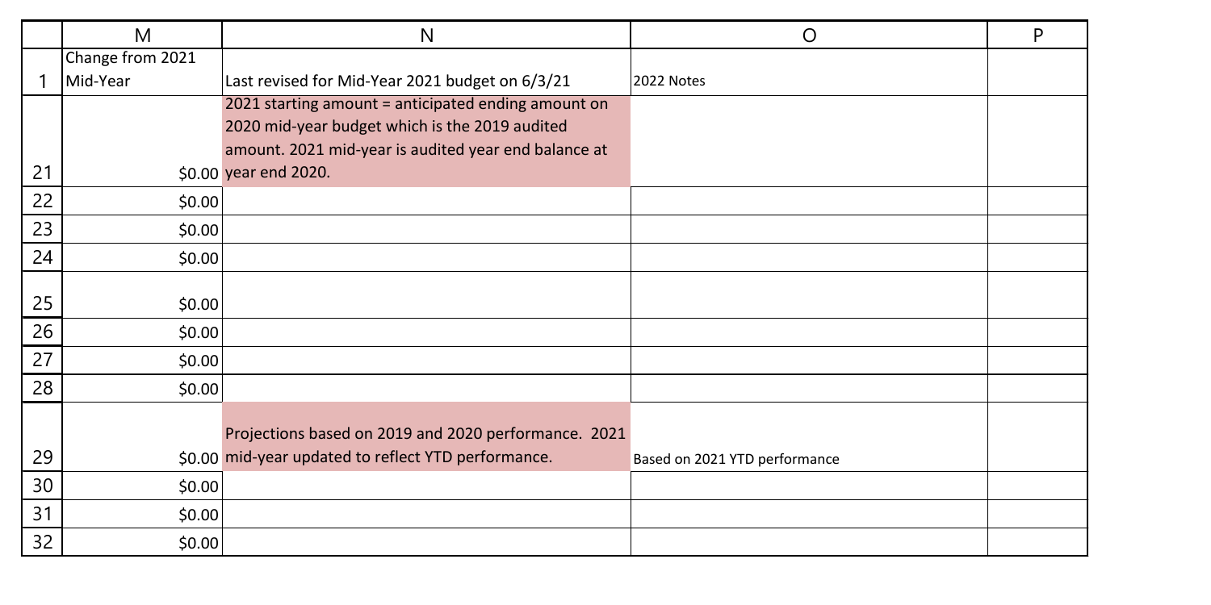| | M | N | O | P |
|---|---|---|---|---|
| 1 | Change from 2021 Mid-Year | Last revised for Mid-Year 2021 budget on 6/3/21 | 2022 Notes | |
| 21 | $0.00 | 2021 starting amount = anticipated ending amount on 2020 mid-year budget which is the 2019 audited amount. 2021 mid-year is audited year end balance at year end 2020. | | |
| 22 | $0.00 | | | |
| 23 | $0.00 | | | |
| 24 | $0.00 | | | |
| 25 | $0.00 | | | |
| 26 | $0.00 | | | |
| 27 | $0.00 | | | |
| 28 | $0.00 | | | |
| 29 | $0.00 | Projections based on 2019 and 2020 performance. 2021 mid-year updated to reflect YTD performance. | Based on 2021 YTD performance | |
| 30 | $0.00 | | | |
| 31 | $0.00 | | | |
| 32 | $0.00 | | | |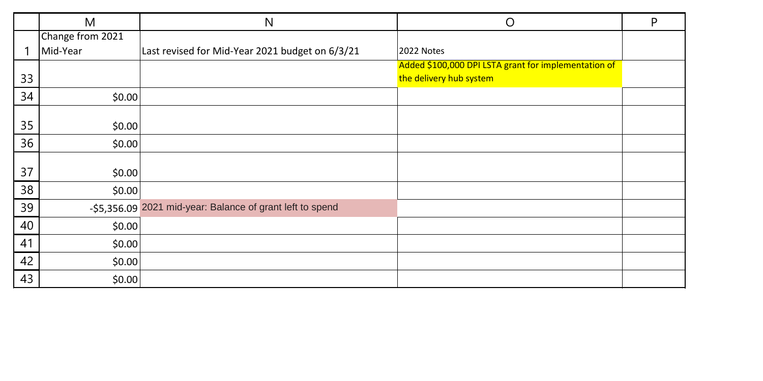| | M | N | O | P |
|---|---|---|---|---|
| 1 | Change from 2021 Mid-Year | Last revised for Mid-Year 2021 budget on 6/3/21 | 2022 Notes | |
| 33 | | | Added $100,000 DPI LSTA grant for implementation of the delivery hub system | |
| 34 | $0.00 | | | |
| 35 | $0.00 | | | |
| 36 | $0.00 | | | |
| 37 | $0.00 | | | |
| 38 | $0.00 | | | |
| 39 | -$5,356.09 | 2021 mid-year: Balance of grant left to spend | | |
| 40 | $0.00 | | | |
| 41 | $0.00 | | | |
| 42 | $0.00 | | | |
| 43 | $0.00 | | | |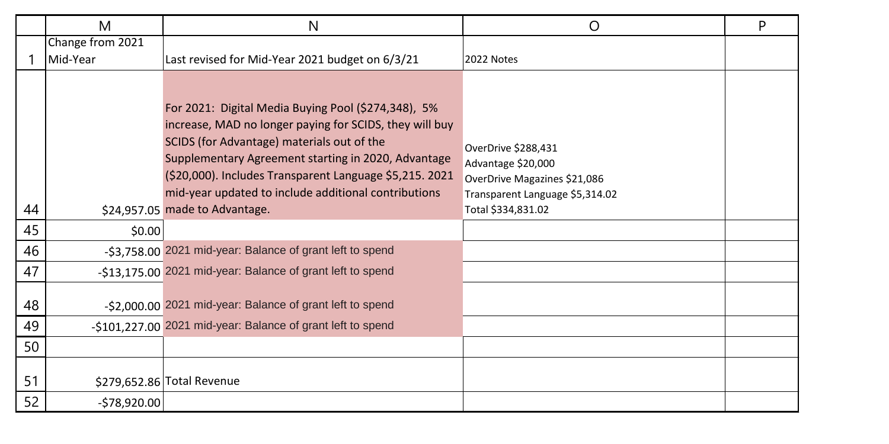|  | M | N | O | P |
|---|---|---|---|---|
| 1 | Change from 2021 Mid-Year | Last revised for Mid-Year 2021 budget on 6/3/21 | 2022 Notes |  |
| 44 | $24,957.05 | For 2021: Digital Media Buying Pool ($274,348), 5% increase, MAD no longer paying for SCIDS, they will buy SCIDS (for Advantage) materials out of the Supplementary Agreement starting in 2020, Advantage ($20,000). Includes Transparent Language $5,215. 2021 mid-year updated to include additional contributions made to Advantage. | OverDrive $288,431<br>Advantage $20,000<br>OverDrive Magazines $21,086<br>Transparent Language $5,314.02<br>Total $334,831.02 |  |
| 45 | $0.00 |  |  |  |
| 46 | -$3,758.00 | 2021 mid-year: Balance of grant left to spend |  |  |
| 47 | -$13,175.00 | 2021 mid-year: Balance of grant left to spend |  |  |
| 48 | -$2,000.00 | 2021 mid-year: Balance of grant left to spend |  |  |
| 49 | -$101,227.00 | 2021 mid-year: Balance of grant left to spend |  |  |
| 50 |  |  |  |  |
| 51 | $279,652.86 | Total Revenue |  |  |
| 52 | -$78,920.00 |  |  |  |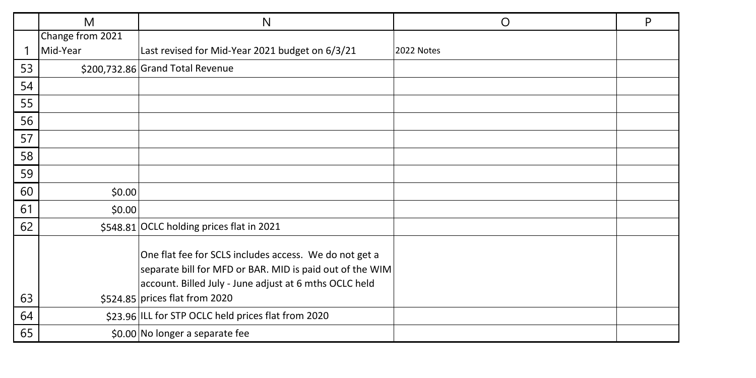| | M | N | O | P |
|---|---|---|---|---|
| 1 | Change from 2021 Mid-Year | Last revised for Mid-Year 2021 budget on 6/3/21 | 2022 Notes | |
| 53 | $200,732.86 | Grand Total Revenue | | |
| 54 | | | | |
| 55 | | | | |
| 56 | | | | |
| 57 | | | | |
| 58 | | | | |
| 59 | | | | |
| 60 | $0.00 | | | |
| 61 | $0.00 | | | |
| 62 | $548.81 | OCLC holding prices flat in 2021 | | |
| 63 | $524.85 | One flat fee for SCLS includes access. We do not get a separate bill for MFD or BAR. MID is paid out of the WIM account. Billed July - June adjust at 6 mths OCLC held prices flat from 2020 | | |
| 64 | $23.96 | ILL for STP OCLC held prices flat from 2020 | | |
| 65 | $0.00 | No longer a separate fee | | |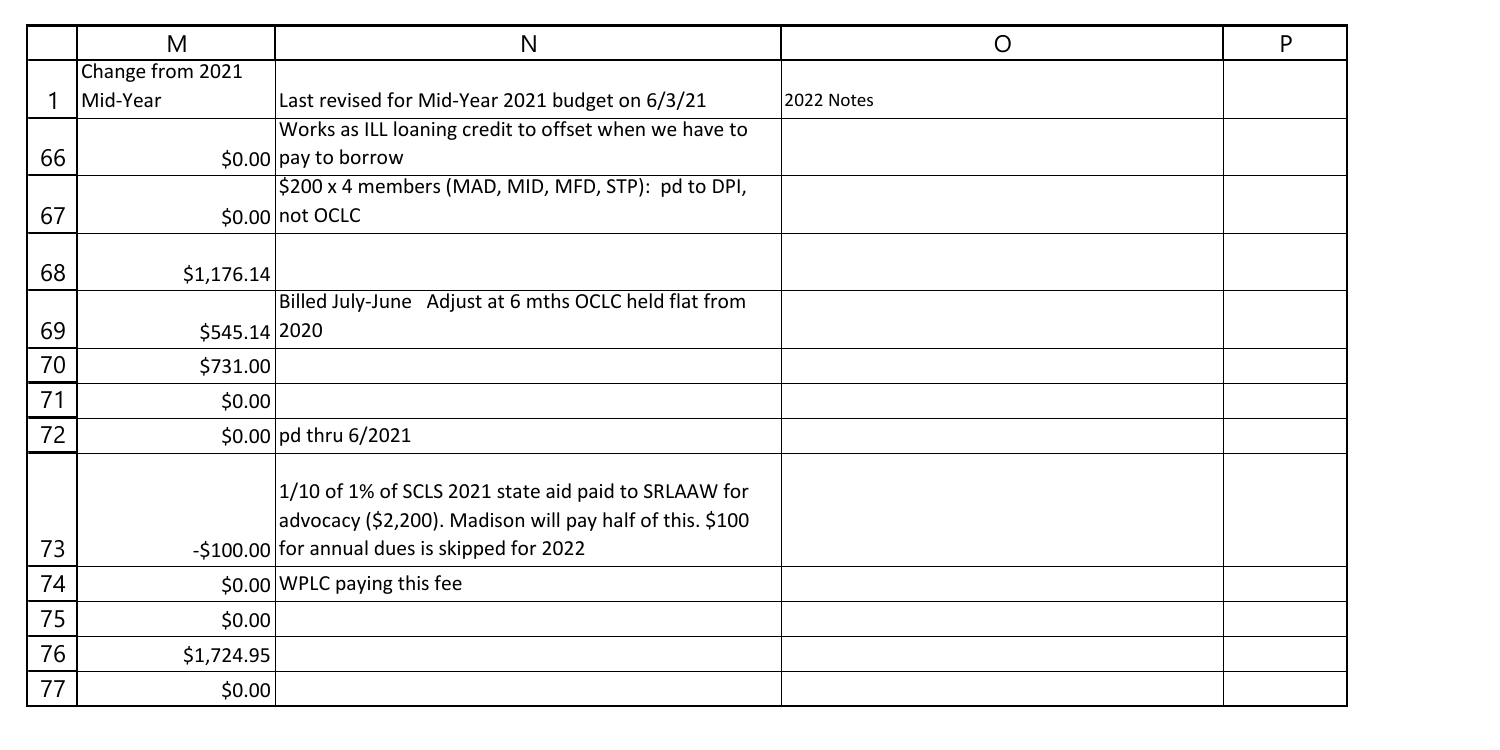| | M | N | O | P |
|---|---|---|---|---|
| 1 | Change from 2021 Mid-Year | Last revised for Mid-Year 2021 budget on 6/3/21 | 2022 Notes | |
| 66 | $0.00 | Works as ILL loaning credit to offset when we have to pay to borrow | | |
| 67 | $0.00 | $200 x 4 members (MAD, MID, MFD, STP): pd to DPI, not OCLC | | |
| 68 | $1,176.14 | | | |
| 69 | $545.14 | Billed July-June Adjust at 6 mths OCLC held flat from 2020 | | |
| 70 | $731.00 | | | |
| 71 | $0.00 | | | |
| 72 | $0.00 | pd thru 6/2021 | | |
| 73 | -$100.00 | 1/10 of 1% of SCLS 2021 state aid paid to SRLAAW for advocacy ($2,200). Madison will pay half of this. $100 for annual dues is skipped for 2022 | | |
| 74 | $0.00 | WPLC paying this fee | | |
| 75 | $0.00 | | | |
| 76 | $1,724.95 | | | |
| 77 | $0.00 | | | |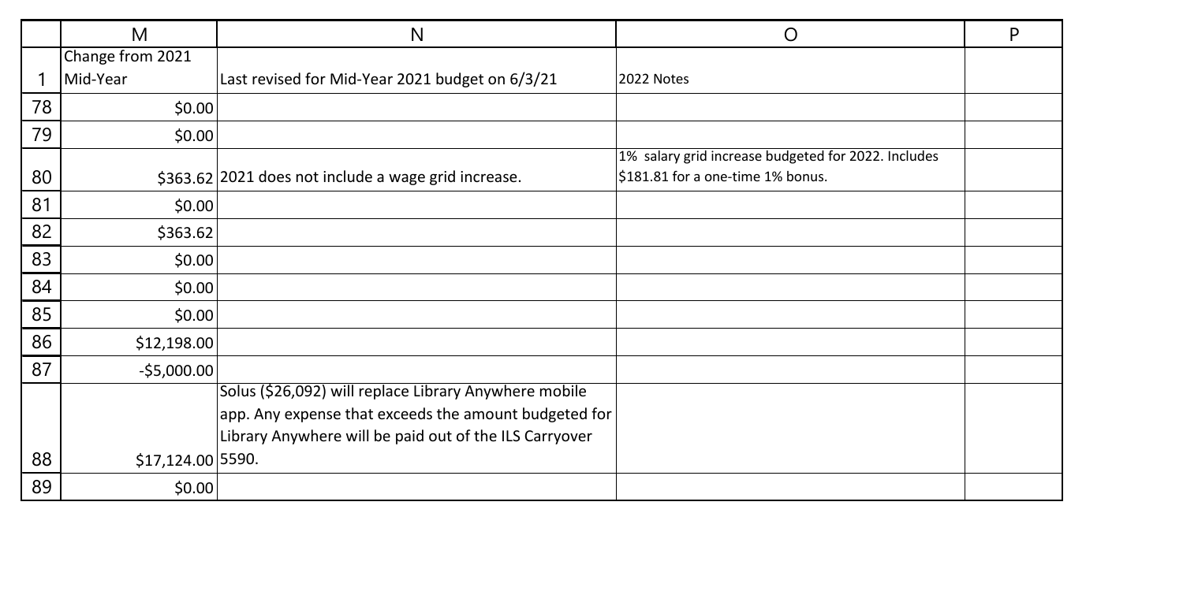| | M | N | O | P |
|---|---|---|---|---|
| 1 | Change from 2021 Mid-Year | Last revised for Mid-Year 2021 budget on 6/3/21 | 2022 Notes | |
| 78 | $0.00 | | | |
| 79 | $0.00 | | | |
| 80 | $363.62 | 2021 does not include a wage grid increase. | 1% salary grid increase budgeted for 2022. Includes $181.81 for a one-time 1% bonus. | |
| 81 | $0.00 | | | |
| 82 | $363.62 | | | |
| 83 | $0.00 | | | |
| 84 | $0.00 | | | |
| 85 | $0.00 | | | |
| 86 | $12,198.00 | | | |
| 87 | -$5,000.00 | | | |
| 88 | $17,124.00 | Solus ($26,092) will replace Library Anywhere mobile app. Any expense that exceeds the amount budgeted for Library Anywhere will be paid out of the ILS Carryover 5590. | | |
| 89 | $0.00 | | | |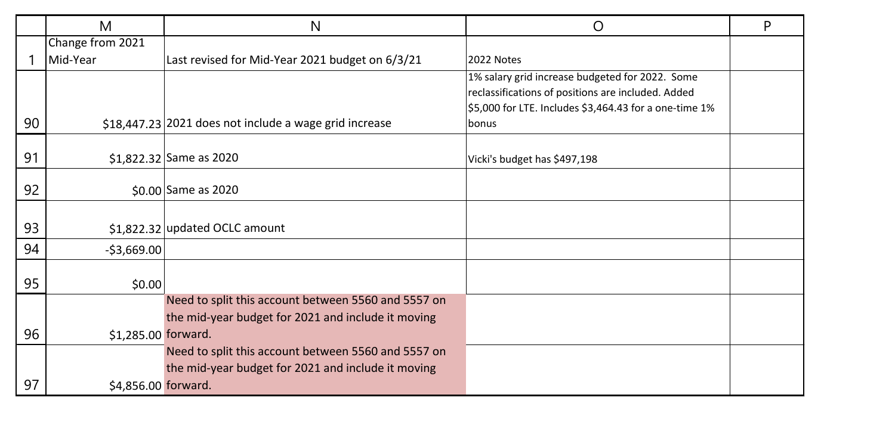| | M | N | O | P |
|---|---|---|---|---|
| 1 | Change from 2021 Mid-Year | Last revised for Mid-Year 2021 budget on 6/3/21 | 2022 Notes | |
| 90 | $18,447.23 | 2021 does not include a wage grid increase | 1% salary grid increase budgeted for 2022. Some reclassifications of positions are included. Added $5,000 for LTE. Includes $3,464.43 for a one-time 1% bonus | |
| 91 | $1,822.32 | Same as 2020 | Vicki's budget has $497,198 | |
| 92 | $0.00 | Same as 2020 | | |
| 93 | $1,822.32 | updated OCLC amount | | |
| 94 | -$3,669.00 | | | |
| 95 | $0.00 | | | |
| 96 | $1,285.00 | Need to split this account between 5560 and 5557 on the mid-year budget for 2021 and include it moving forward. | | |
| 97 | $4,856.00 | Need to split this account between 5560 and 5557 on the mid-year budget for 2021 and include it moving forward. | | |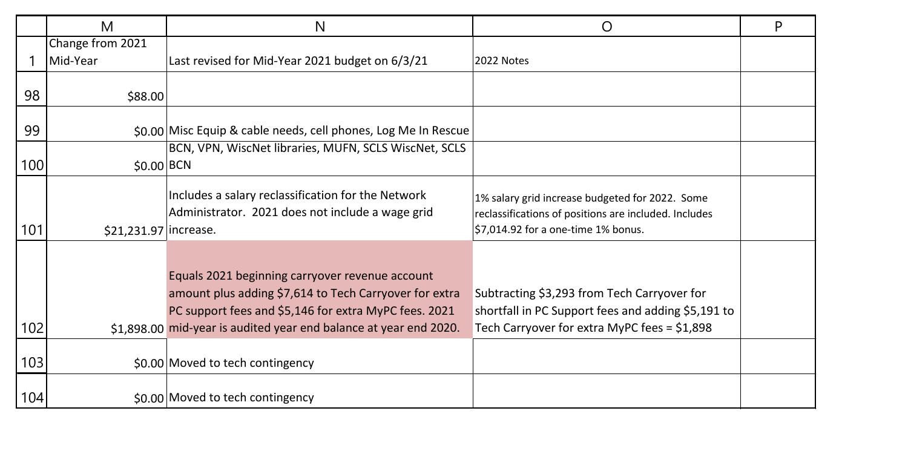| | M | N | O | P |
|---|---|---|---|---|
| 1 | Change from 2021 Mid-Year | Last revised for Mid-Year 2021 budget on 6/3/21 | 2022 Notes | |
| 98 | $88.00 | | | |
| 99 | $0.00 | Misc Equip & cable needs, cell phones, Log Me In Rescue | | |
| 100 | $0.00 | BCN, VPN, WiscNet libraries, MUFN, SCLS WiscNet, SCLS BCN | | |
| 101 | $21,231.97 | Includes a salary reclassification for the Network Administrator. 2021 does not include a wage grid increase. | 1% salary grid increase budgeted for 2022. Some reclassifications of positions are included. Includes $7,014.92 for a one-time 1% bonus. | |
| 102 | $1,898.00 | Equals 2021 beginning carryover revenue account amount plus adding $7,614 to Tech Carryover for extra PC support fees and $5,146 for extra MyPC fees. 2021 mid-year is audited year end balance at year end 2020. | Subtracting $3,293 from Tech Carryover for shortfall in PC Support fees and adding $5,191 to Tech Carryover for extra MyPC fees = $1,898 | |
| 103 | $0.00 | Moved to tech contingency | | |
| 104 | $0.00 | Moved to tech contingency | | |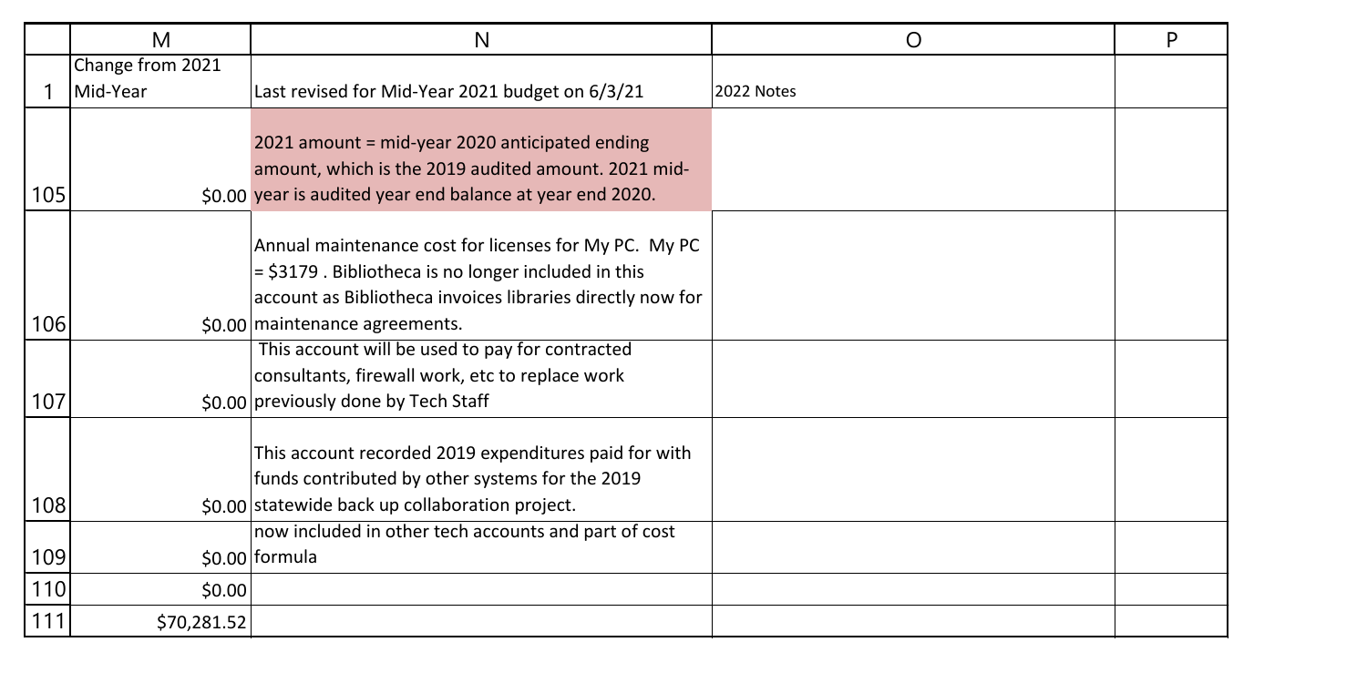| | M | N | O | P |
|---|---|---|---|---|
| 1 | Change from 2021 Mid-Year | Last revised for Mid-Year 2021 budget on 6/3/21 | 2022 Notes | |
| 105 | $0.00 | 2021 amount = mid-year 2020 anticipated ending amount, which is the 2019 audited amount. 2021 mid-year is audited year end balance at year end 2020. | | |
| 106 | $0.00 | Annual maintenance cost for licenses for My PC. My PC = $3179 . Bibliotheca is no longer included in this account as Bibliotheca invoices libraries directly now for maintenance agreements. | | |
| 107 | $0.00 | This account will be used to pay for contracted consultants, firewall work, etc to replace work previously done by Tech Staff | | |
| 108 | $0.00 | This account recorded 2019 expenditures paid for with funds contributed by other systems for the 2019 statewide back up collaboration project. | | |
| 109 | $0.00 | now included in other tech accounts and part of cost formula | | |
| 110 | $0.00 | | | |
| 111 | $70,281.52 | | | |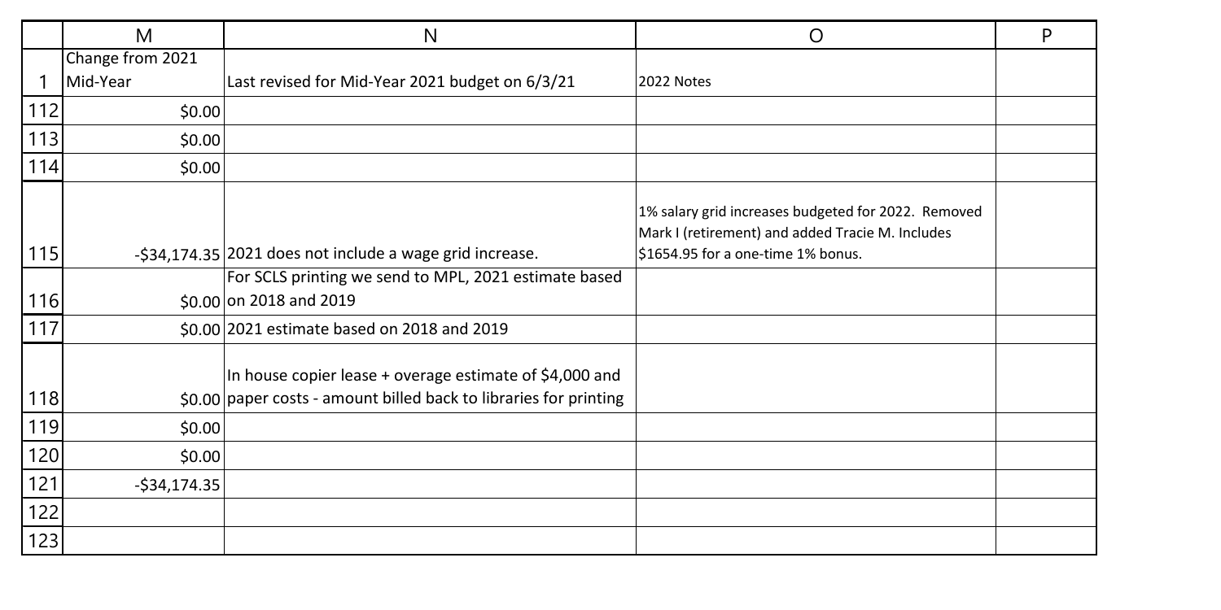| | M | N | O | P |
|---|---|---|---|---|
| 1 | Change from 2021 Mid-Year | Last revised for Mid-Year 2021 budget on 6/3/21 | 2022 Notes | |
| 112 | $0.00 | | | |
| 113 | $0.00 | | | |
| 114 | $0.00 | | | |
| 115 | -$34,174.35 | 2021 does not include a wage grid increase. | 1% salary grid increases budgeted for 2022. Removed Mark I (retirement) and added Tracie M. Includes $1654.95 for a one-time 1% bonus. | |
| 116 | $0.00 | For SCLS printing we send to MPL, 2021 estimate based on 2018 and 2019 | | |
| 117 | $0.00 | 2021 estimate based on 2018 and 2019 | | |
| 118 | $0.00 | In house copier lease + overage estimate of $4,000 and paper costs - amount billed back to libraries for printing | | |
| 119 | $0.00 | | | |
| 120 | $0.00 | | | |
| 121 | -$34,174.35 | | | |
| 122 | | | | |
| 123 | | | | |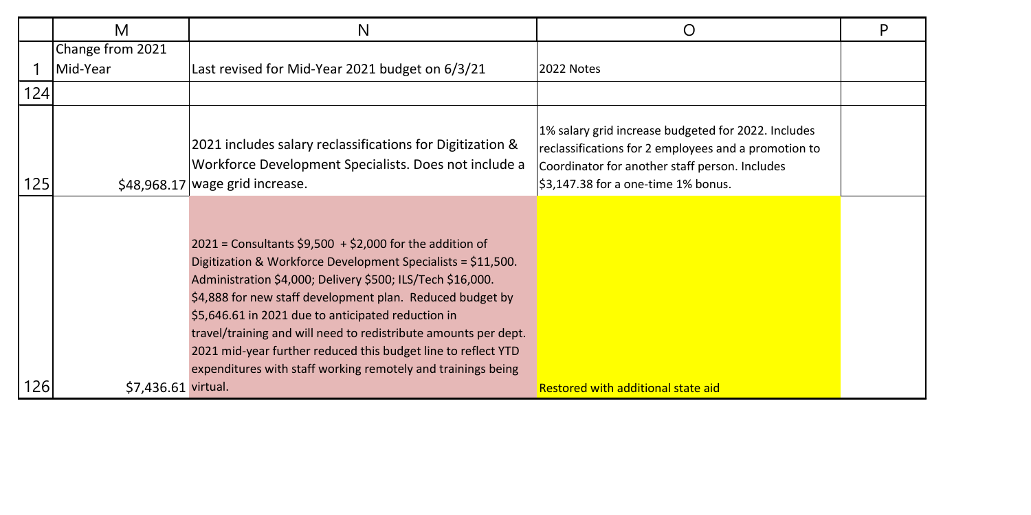| | M | N | O | P |
|---|---|---|---|---|
| 1 | Change from 2021 Mid-Year | Last revised for Mid-Year 2021 budget on 6/3/21 | 2022 Notes | |
| 124 | | | | |
| 125 | $48,968.17 | 2021 includes salary reclassifications for Digitization & Workforce Development Specialists. Does not include a wage grid increase. | 1% salary grid increase budgeted for 2022. Includes reclassifications for 2 employees and a promotion to Coordinator for another staff person. Includes $3,147.38 for a one-time 1% bonus. | |
| 126 | $7,436.61 | 2021 = Consultants $9,500 + $2,000 for the addition of Digitization & Workforce Development Specialists = $11,500. Administration $4,000; Delivery $500; ILS/Tech $16,000. $4,888 for new staff development plan. Reduced budget by $5,646.61 in 2021 due to anticipated reduction in travel/training and will need to redistribute amounts per dept. 2021 mid-year further reduced this budget line to reflect YTD expenditures with staff working remotely and trainings being virtual. | Restored with additional state aid | |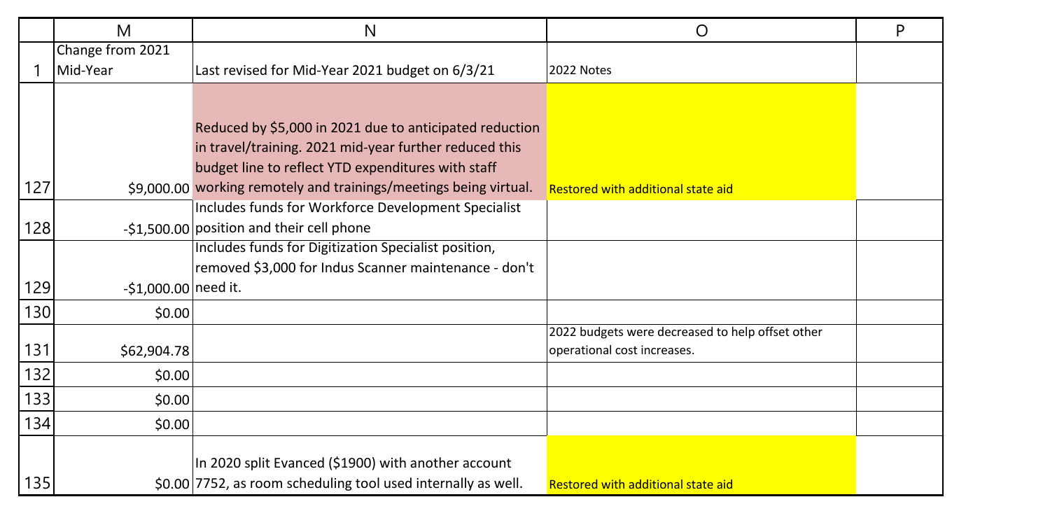| | M | N | O | P |
|---|---|---|---|---|
| 1 | Change from 2021 Mid-Year | Last revised for Mid-Year 2021 budget on 6/3/21 | 2022 Notes | |
| 127 | $9,000.00 | Reduced by $5,000 in 2021 due to anticipated reduction in travel/training. 2021 mid-year further reduced this budget line to reflect YTD expenditures with staff working remotely and trainings/meetings being virtual. | Restored with additional state aid | |
| 128 | -$1,500.00 | Includes funds for Workforce Development Specialist position and their cell phone | | |
| 129 | -$1,000.00 | Includes funds for Digitization Specialist position, removed $3,000 for Indus Scanner maintenance - don't need it. | | |
| 130 | $0.00 | | | |
| 131 | $62,904.78 | | 2022 budgets were decreased to help offset other operational cost increases. | |
| 132 | $0.00 | | | |
| 133 | $0.00 | | | |
| 134 | $0.00 | | | |
| 135 | $0.00 | In 2020 split Evanced ($1900) with another account 7752, as room scheduling tool used internally as well. | Restored with additional state aid | |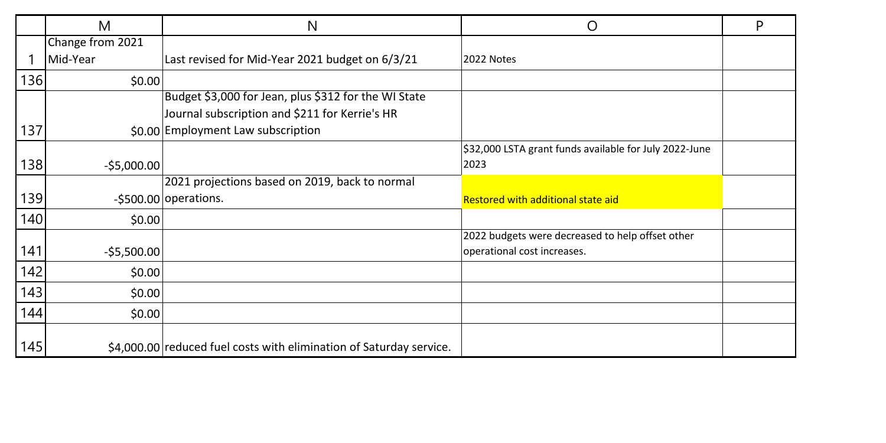| | M | N | O | P |
|---|---|---|---|---|
| 1 | Change from 2021 Mid-Year | Last revised for Mid-Year 2021 budget on 6/3/21 | 2022 Notes | |
| 136 | $0.00 | | | |
| 137 | $0.00 | Budget $3,000 for Jean, plus $312 for the WI State Journal subscription and $211 for Kerrie's HR Employment Law subscription | | |
| 138 | -$5,000.00 | | $32,000 LSTA grant funds available for July 2022-June 2023 | |
| 139 | -$500.00 | 2021 projections based on 2019, back to normal operations. | Restored with additional state aid | |
| 140 | $0.00 | | | |
| 141 | -$5,500.00 | | 2022 budgets were decreased to help offset other operational cost increases. | |
| 142 | $0.00 | | | |
| 143 | $0.00 | | | |
| 144 | $0.00 | | | |
| 145 | $4,000.00 | reduced fuel costs with elimination of Saturday service. | | |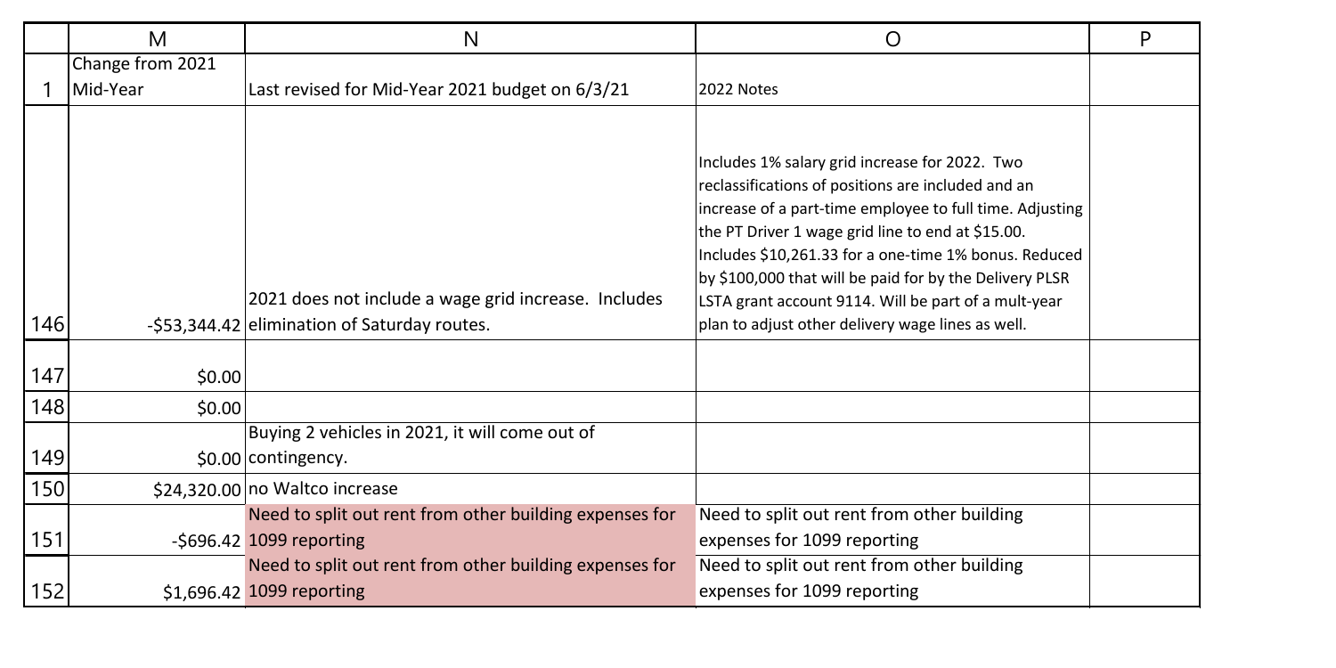| | M | N | O | P |
|---|---|---|---|---|
| 1 | Change from 2021 Mid-Year | Last revised for Mid-Year 2021 budget on 6/3/21 | 2022 Notes | |
| 146 | -$53,344.42 | 2021 does not include a wage grid increase. Includes elimination of Saturday routes. | Includes 1% salary grid increase for 2022. Two reclassifications of positions are included and an increase of a part-time employee to full time. Adjusting the PT Driver 1 wage grid line to end at $15.00. Includes $10,261.33 for a one-time 1% bonus. Reduced by $100,000 that will be paid for by the Delivery PLSR LSTA grant account 9114. Will be part of a mult-year plan to adjust other delivery wage lines as well. | |
| 147 | $0.00 | | | |
| 148 | $0.00 | | | |
| 149 | $0.00 | Buying 2 vehicles in 2021, it will come out of contingency. | | |
| 150 | $24,320.00 | no Waltco increase | | |
| 151 | -$696.42 | Need to split out rent from other building expenses for 1099 reporting | Need to split out rent from other building expenses for 1099 reporting | |
| 152 | $1,696.42 | Need to split out rent from other building expenses for 1099 reporting | Need to split out rent from other building expenses for 1099 reporting | |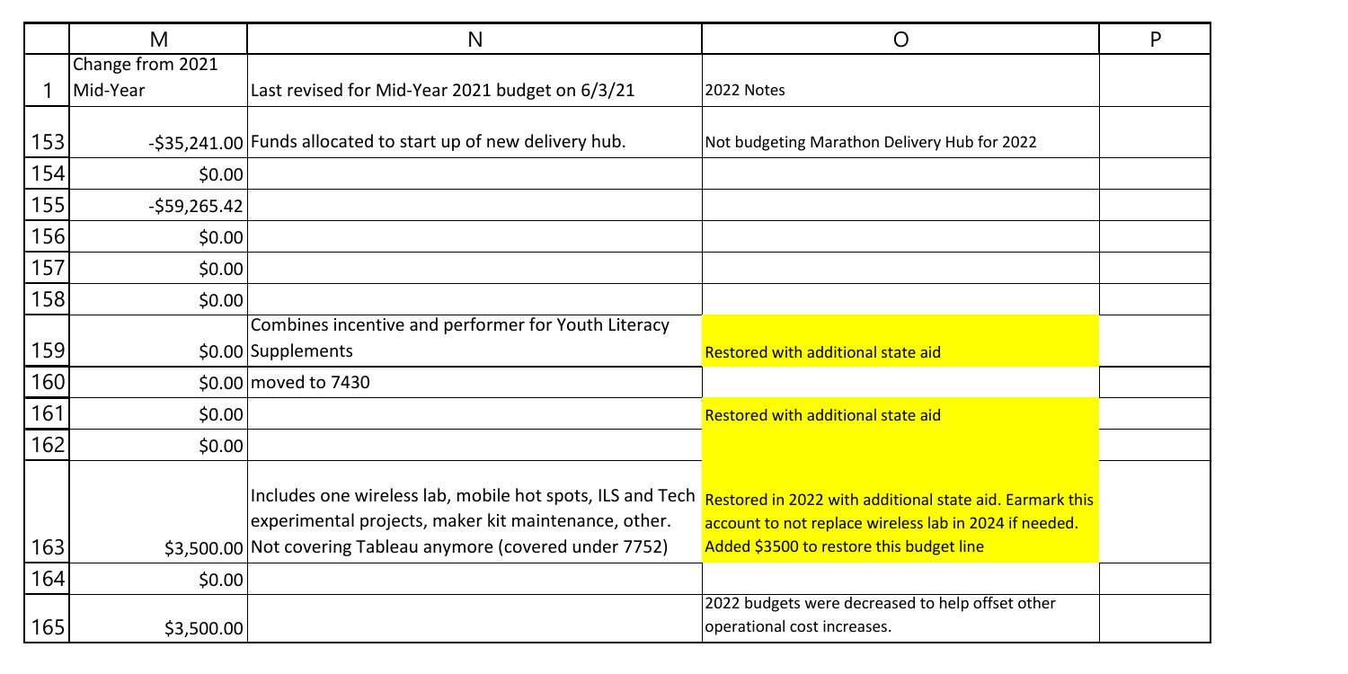| | M | N | O | P |
|---|---|---|---|---|
| 1 | Change from 2021 Mid-Year | Last revised for Mid-Year 2021 budget on 6/3/21 | 2022 Notes | |
| 153 | -$35,241.00 | Funds allocated to start up of new delivery hub. | Not budgeting Marathon Delivery Hub for 2022 | |
| 154 | $0.00 | | | |
| 155 | -$59,265.42 | | | |
| 156 | $0.00 | | | |
| 157 | $0.00 | | | |
| 158 | $0.00 | | | |
| 159 | $0.00 | Combines incentive and performer for Youth Literacy Supplements | Restored with additional state aid | |
| 160 | $0.00 | moved to 7430 | | |
| 161 | $0.00 | | Restored with additional state aid | |
| 162 | $0.00 | | | |
| 163 | $3,500.00 | Includes one wireless lab, mobile hot spots, ILS and Tech experimental projects, maker kit maintenance, other. Not covering Tableau anymore (covered under 7752) | Restored in 2022 with additional state aid. Earmark this account to not replace wireless lab in 2024 if needed. Added $3500 to restore this budget line | |
| 164 | $0.00 | | | |
| 165 | $3,500.00 | | 2022 budgets were decreased to help offset other operational cost increases. | |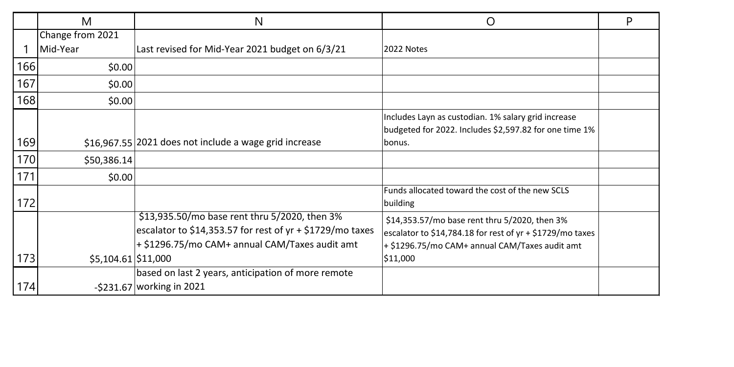| | M | N | O | P |
|---|---|---|---|---|
| 1 | Change from 2021 Mid-Year | Last revised for Mid-Year 2021 budget on 6/3/21 | 2022 Notes | |
| 166 | $0.00 | | | |
| 167 | $0.00 | | | |
| 168 | $0.00 | | | |
| 169 | $16,967.55 | 2021 does not include a wage grid increase | Includes Layn as custodian. 1% salary grid increase budgeted for 2022. Includes $2,597.82 for one time 1% bonus. | |
| 170 | $50,386.14 | | | |
| 171 | $0.00 | | | |
| 172 | | | Funds allocated toward the cost of the new SCLS building | |
| 173 | $5,104.61 | $13,935.50/mo base rent thru 5/2020, then 3% escalator to $14,353.57 for rest of yr + $1729/mo taxes + $1296.75/mo CAM+ annual CAM/Taxes audit amt $11,000 | $14,353.57/mo base rent thru 5/2020, then 3% escalator to $14,784.18 for rest of yr + $1729/mo taxes + $1296.75/mo CAM+ annual CAM/Taxes audit amt $11,000 | |
| 174 | -$231.67 | based on last 2 years, anticipation of more remote working in 2021 | | |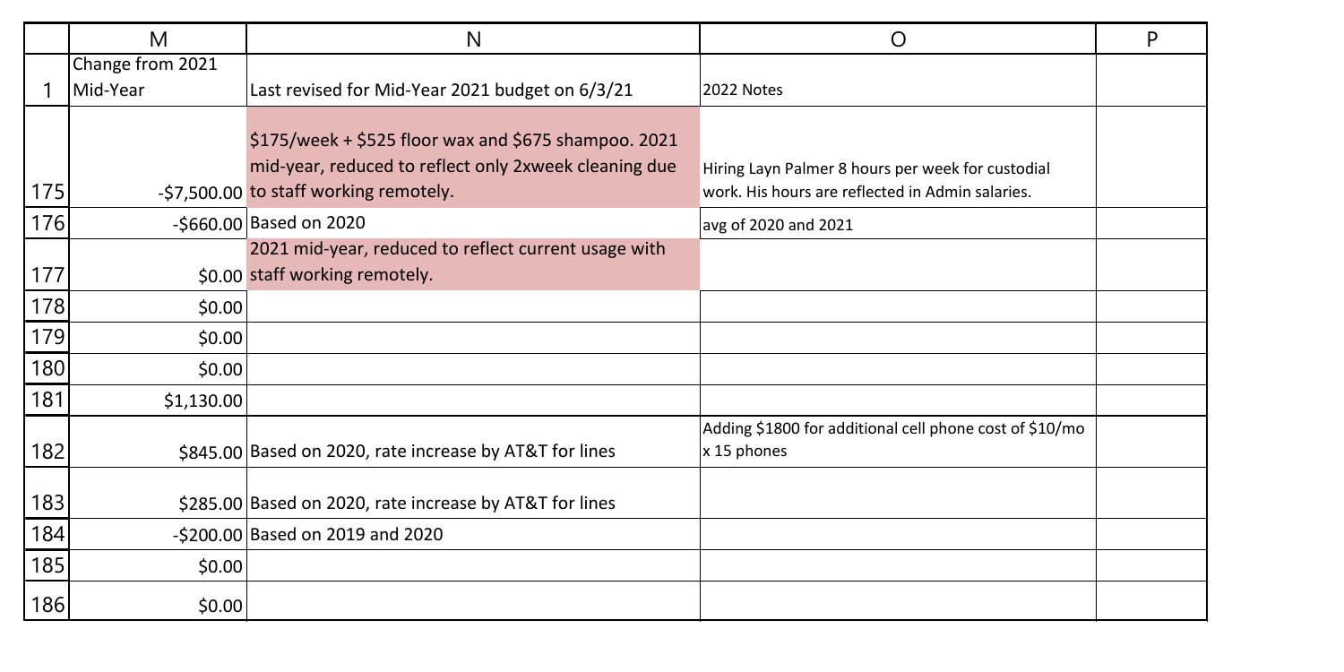| | M | N | O | P |
|---|---|---|---|---|
| 1 | Change from 2021 Mid-Year | Last revised for Mid-Year 2021 budget on 6/3/21 | 2022 Notes | |
| 175 | -$7,500.00 | $175/week + $525 floor wax and $675 shampoo. 2021 mid-year, reduced to reflect only 2xweek cleaning due to staff working remotely. | Hiring Layn Palmer 8 hours per week for custodial work. His hours are reflected in Admin salaries. | |
| 176 | -$660.00 | Based on 2020 | avg of 2020 and 2021 | |
| 177 | $0.00 | 2021 mid-year, reduced to reflect current usage with staff working remotely. | | |
| 178 | $0.00 | | | |
| 179 | $0.00 | | | |
| 180 | $0.00 | | | |
| 181 | $1,130.00 | | | |
| 182 | $845.00 | Based on 2020, rate increase by AT&T for lines | Adding $1800 for additional cell phone cost of $10/mo x 15 phones | |
| 183 | $285.00 | Based on 2020, rate increase by AT&T for lines | | |
| 184 | -$200.00 | Based on 2019 and 2020 | | |
| 185 | $0.00 | | | |
| 186 | $0.00 | | | |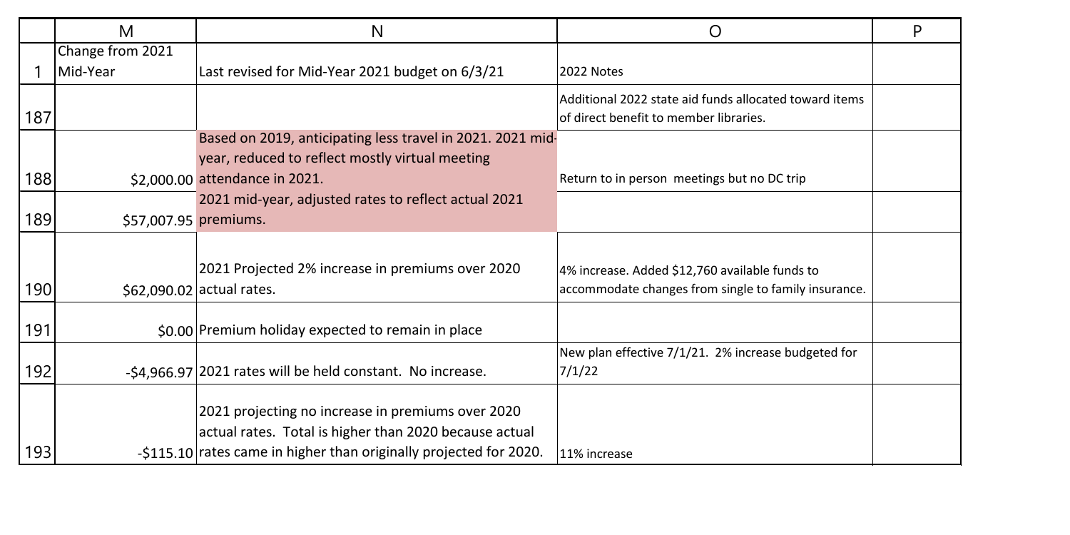| | M | N | O | P |
|---|---|---|---|---|
| 1 | Change from 2021 Mid-Year | Last revised for Mid-Year 2021 budget on 6/3/21 | 2022 Notes | |
| 187 | | | Additional 2022 state aid funds allocated toward items of direct benefit to member libraries. | |
| 188 | $2,000.00 | Based on 2019, anticipating less travel in 2021. 2021 mid-year, reduced to reflect mostly virtual meeting attendance in 2021. | Return to in person meetings but no DC trip | |
| 189 | $57,007.95 | 2021 mid-year, adjusted rates to reflect actual 2021 premiums. | | |
| 190 | $62,090.02 | 2021 Projected 2% increase in premiums over 2020 actual rates. | 4% increase. Added $12,760 available funds to accommodate changes from single to family insurance. | |
| 191 | $0.00 | Premium holiday expected to remain in place | | |
| 192 | -$4,966.97 | 2021 rates will be held constant. No increase. | New plan effective 7/1/21. 2% increase budgeted for 7/1/22 | |
| 193 | -$115.10 | 2021 projecting no increase in premiums over 2020 actual rates. Total is higher than 2020 because actual rates came in higher than originally projected for 2020. | 11% increase | |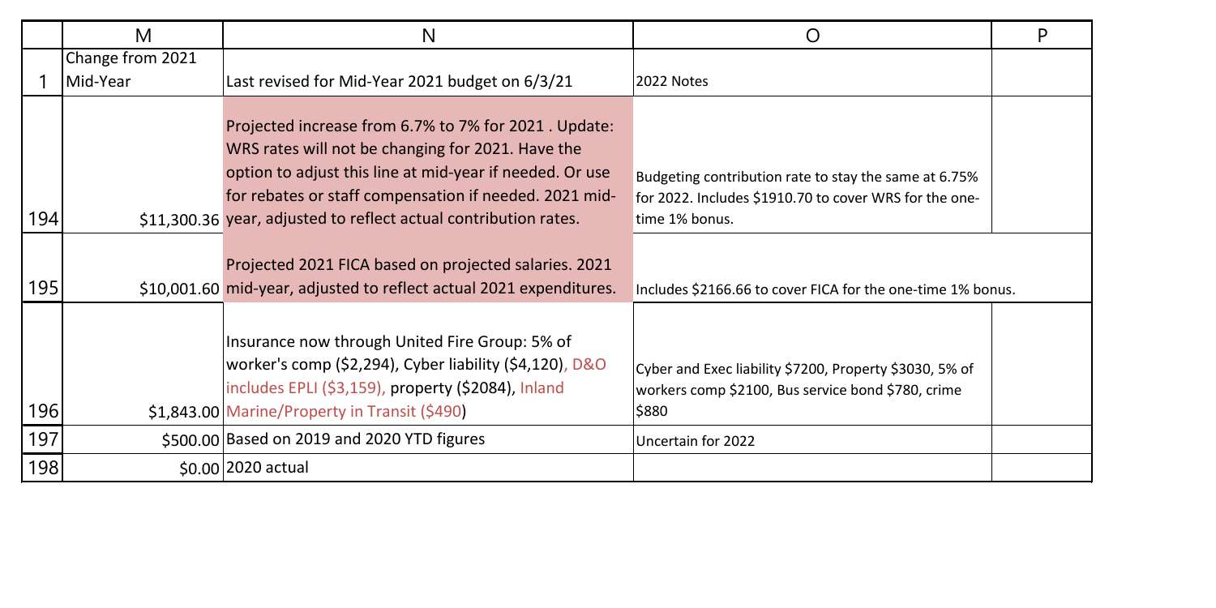| | M | N | O | P |
|---|---|---|---|---|
| 1 | Change from 2021 Mid-Year | Last revised for Mid-Year 2021 budget on 6/3/21 | 2022 Notes | |
| 194 | $11,300.36 | Projected increase from 6.7% to 7% for 2021 . Update: WRS rates will not be changing for 2021. Have the option to adjust this line at mid-year if needed. Or use for rebates or staff compensation if needed. 2021 mid-year, adjusted to reflect actual contribution rates. | Budgeting contribution rate to stay the same at 6.75% for 2022. Includes $1910.70 to cover WRS for the one-time 1% bonus. | |
| 195 | $10,001.60 | Projected 2021 FICA based on projected salaries. 2021 mid-year, adjusted to reflect actual 2021 expenditures. | Includes $2166.66 to cover FICA for the one-time 1% bonus. | |
| 196 | $1,843.00 | Insurance now through United Fire Group: 5% of worker's comp ($2,294), Cyber liability ($4,120), D&O includes EPLI ($3,159), property ($2084), Inland Marine/Property in Transit ($490) | Cyber and Exec liability $7200, Property $3030, 5% of workers comp $2100, Bus service bond $780, crime $880 | |
| 197 | $500.00 | Based on 2019 and 2020 YTD figures | Uncertain for 2022 | |
| 198 | $0.00 | 2020 actual | | |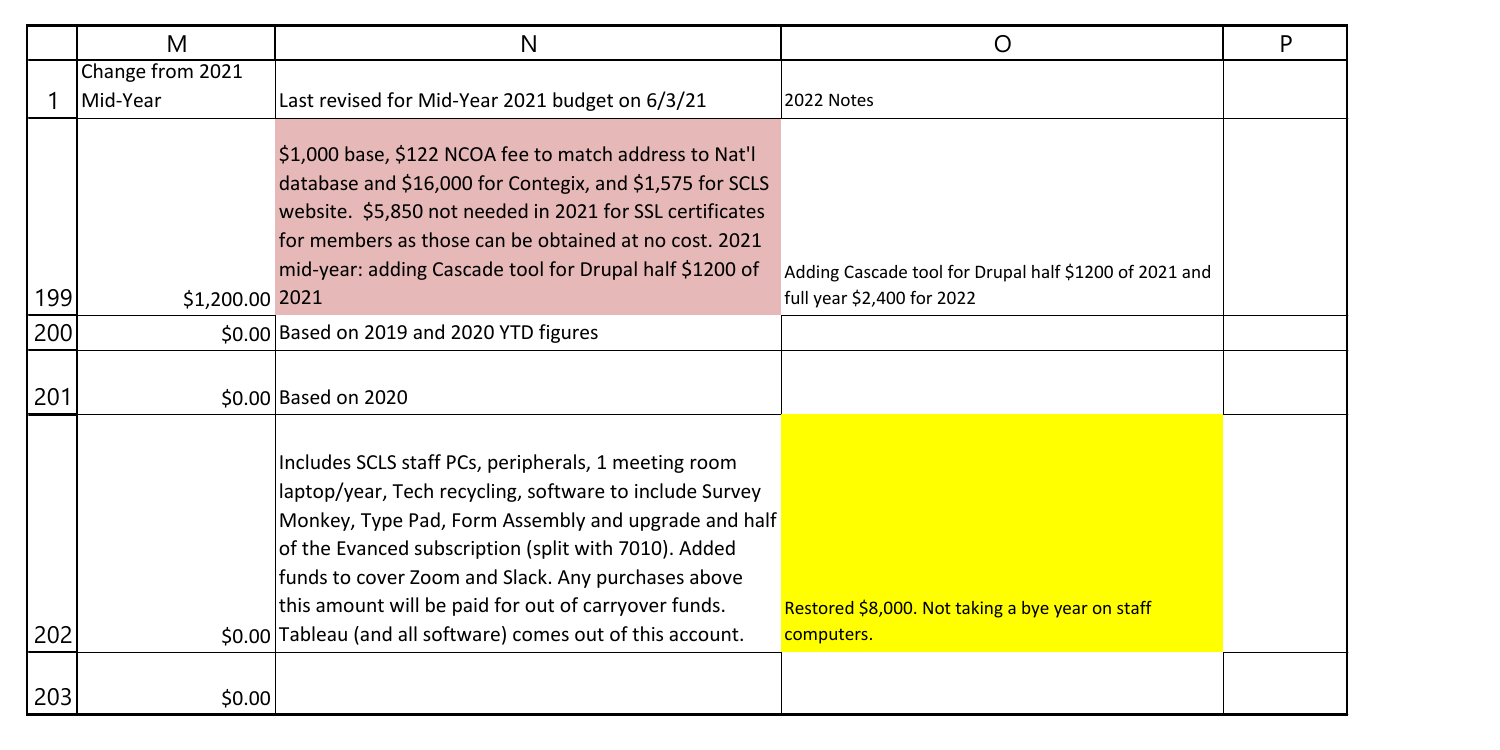| | M | N | O | P |
|---|---|---|---|---|
| 1 | Change from 2021 Mid-Year | Last revised for Mid-Year 2021 budget on 6/3/21 | 2022 Notes | |
| 199 | $1,200.00 | $1,000 base, $122 NCOA fee to match address to Nat'l database and $16,000 for Contegix, and $1,575 for SCLS website. $5,850 not needed in 2021 for SSL certificates for members as those can be obtained at no cost. 2021 mid-year: adding Cascade tool for Drupal half $1200 of 2021 | Adding Cascade tool for Drupal half $1200 of 2021 and full year $2,400 for 2022 | |
| 200 | $0.00 | Based on 2019 and 2020 YTD figures | | |
| 201 | $0.00 | Based on 2020 | | |
| 202 | $0.00 | Includes SCLS staff PCs, peripherals, 1 meeting room laptop/year, Tech recycling, software to include Survey Monkey, Type Pad, Form Assembly and upgrade and half of the Evanced subscription (split with 7010). Added funds to cover Zoom and Slack. Any purchases above this amount will be paid for out of carryover funds. Tableau (and all software) comes out of this account. | Restored $8,000. Not taking a bye year on staff computers. | |
| 203 | $0.00 | | | |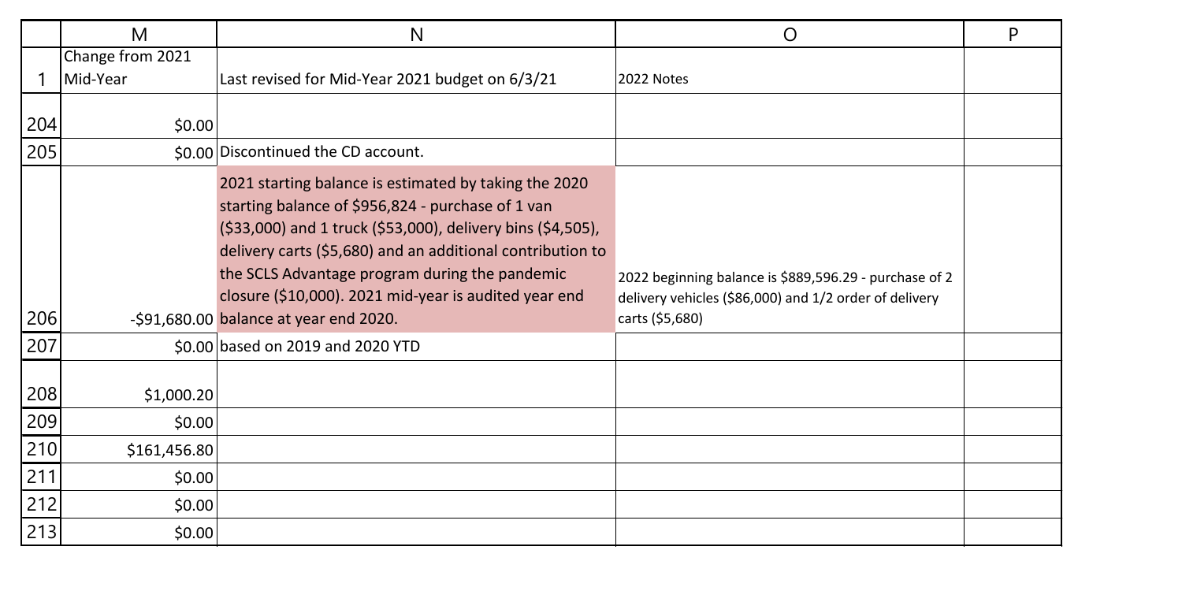| | M | N | O | P |
|---|---|---|---|---|
| 1 | Change from 2021 Mid-Year | Last revised for Mid-Year 2021 budget on 6/3/21 | 2022 Notes | |
| 204 | $0.00 | | | |
| 205 | $0.00 | Discontinued the CD account. | | |
| 206 | -$91,680.00 | 2021 starting balance is estimated by taking the 2020 starting balance of $956,824 - purchase of 1 van ($33,000) and 1 truck ($53,000), delivery bins ($4,505), delivery carts ($5,680) and an additional contribution to the SCLS Advantage program during the pandemic closure ($10,000). 2021 mid-year is audited year end balance at year end 2020. | 2022 beginning balance is $889,596.29 - purchase of 2 delivery vehicles ($86,000) and 1/2 order of delivery carts ($5,680) | |
| 207 | $0.00 | based on 2019 and 2020 YTD | | |
| 208 | $1,000.20 | | | |
| 209 | $0.00 | | | |
| 210 | $161,456.80 | | | |
| 211 | $0.00 | | | |
| 212 | $0.00 | | | |
| 213 | $0.00 | | | |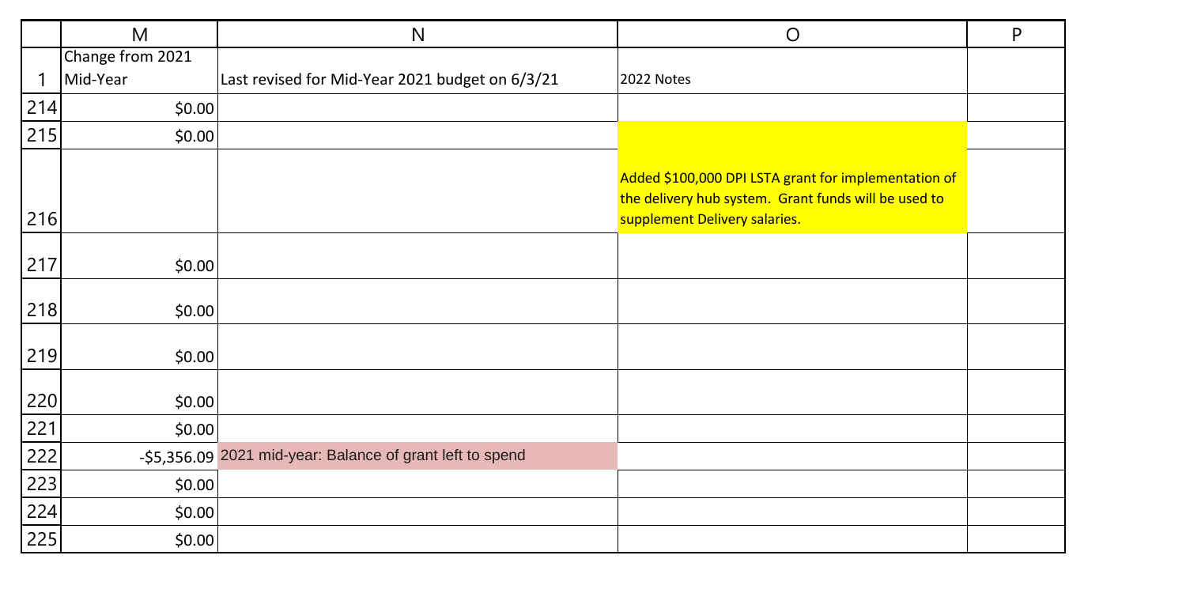| | M | N | O | P |
|---|---|---|---|---|
| 1 | Change from 2021 Mid-Year | Last revised for Mid-Year 2021 budget on 6/3/21 | 2022 Notes | |
| 214 | $0.00 | | | |
| 215 | $0.00 | | | |
| 216 | | | Added $100,000 DPI LSTA grant for implementation of the delivery hub system. Grant funds will be used to supplement Delivery salaries. | |
| 217 | $0.00 | | | |
| 218 | $0.00 | | | |
| 219 | $0.00 | | | |
| 220 | $0.00 | | | |
| 221 | $0.00 | | | |
| 222 | -$5,356.09 | 2021 mid-year: Balance of grant left to spend | | |
| 223 | $0.00 | | | |
| 224 | $0.00 | | | |
| 225 | $0.00 | | | |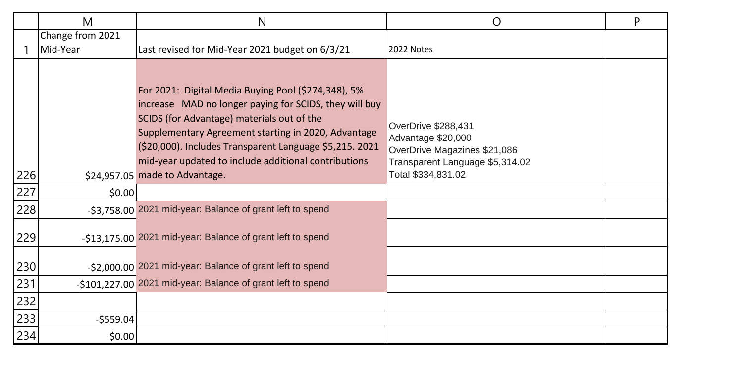| | M | N | O | P |
|---|---|---|---|---|
| 1 | Change from 2021 Mid-Year | Last revised for Mid-Year 2021 budget on 6/3/21 | 2022 Notes | |
| 226 | $24,957.05 | For 2021: Digital Media Buying Pool ($274,348), 5% increase MAD no longer paying for SCIDS, they will buy SCIDS (for Advantage) materials out of the Supplementary Agreement starting in 2020, Advantage ($20,000). Includes Transparent Language $5,215. 2021 mid-year updated to include additional contributions made to Advantage. | OverDrive $288,431<br>Advantage $20,000<br>OverDrive Magazines $21,086<br>Transparent Language $5,314.02<br>Total $334,831.02 | |
| 227 | $0.00 | | | |
| 228 | -$3,758.00 | 2021 mid-year: Balance of grant left to spend | | |
| 229 | -$13,175.00 | 2021 mid-year: Balance of grant left to spend | | |
| 230 | -$2,000.00 | 2021 mid-year: Balance of grant left to spend | | |
| 231 | -$101,227.00 | 2021 mid-year: Balance of grant left to spend | | |
| 232 | | | | |
| 233 | -$559.04 | | | |
| 234 | $0.00 | | | |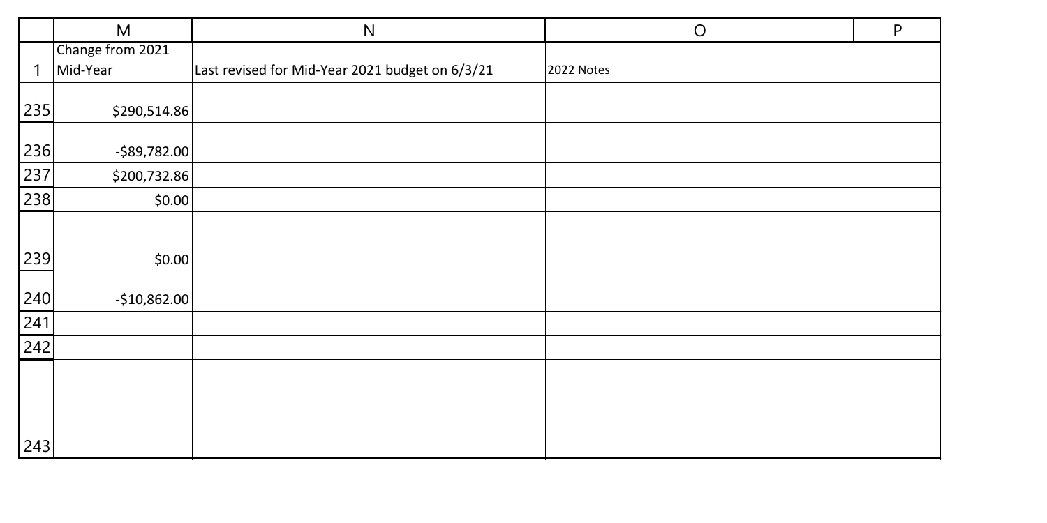| | M | N | O | P |
|---|---|---|---|---|
| 1 | Change from 2021 Mid-Year | Last revised for Mid-Year 2021 budget on 6/3/21 | 2022 Notes | |
| 235 | $290,514.86 | | | |
| 236 | -$89,782.00 | | | |
| 237 | $200,732.86 | | | |
| 238 | $0.00 | | | |
| 239 | $0.00 | | | |
| 240 | -$10,862.00 | | | |
| 241 | | | | |
| 242 | | | | |
| 243 | | | | |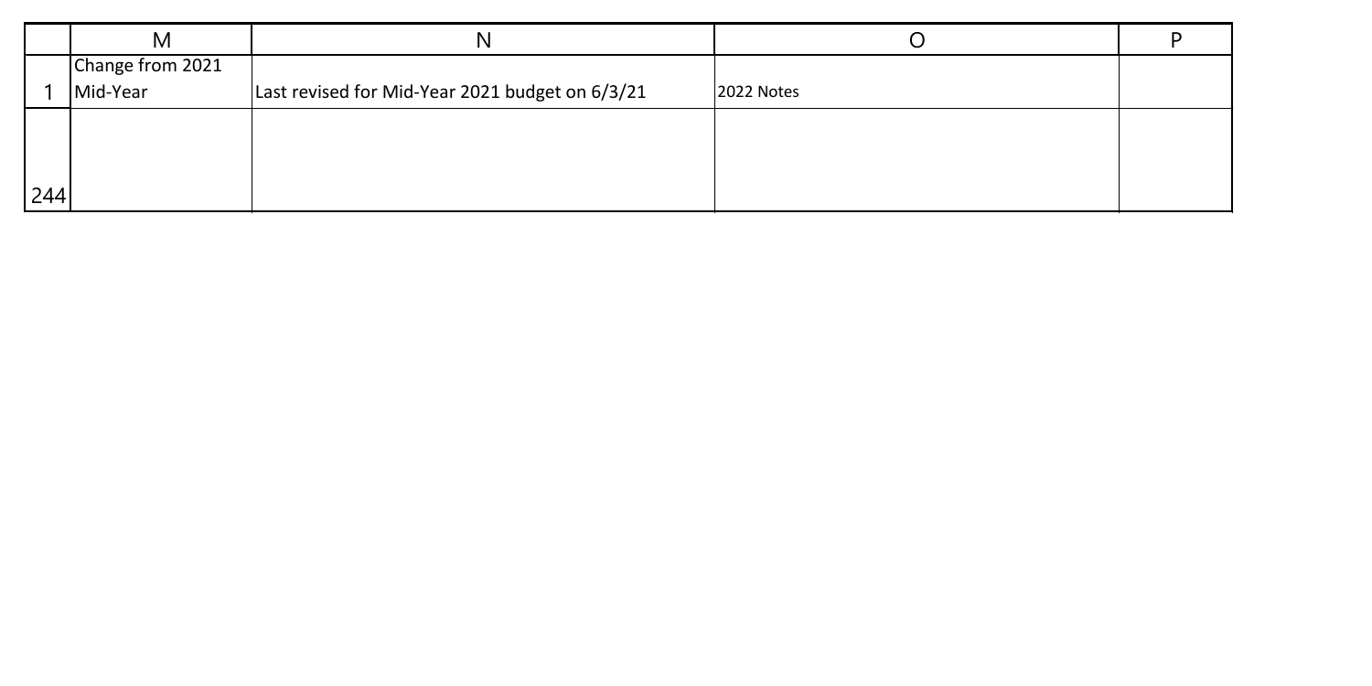| | M | N | O | P |
|---|---|---|---|---|
| 1 | Change from 2021 Mid-Year | Last revised for Mid-Year 2021 budget on 6/3/21 | 2022 Notes | |
| 244 | | | | |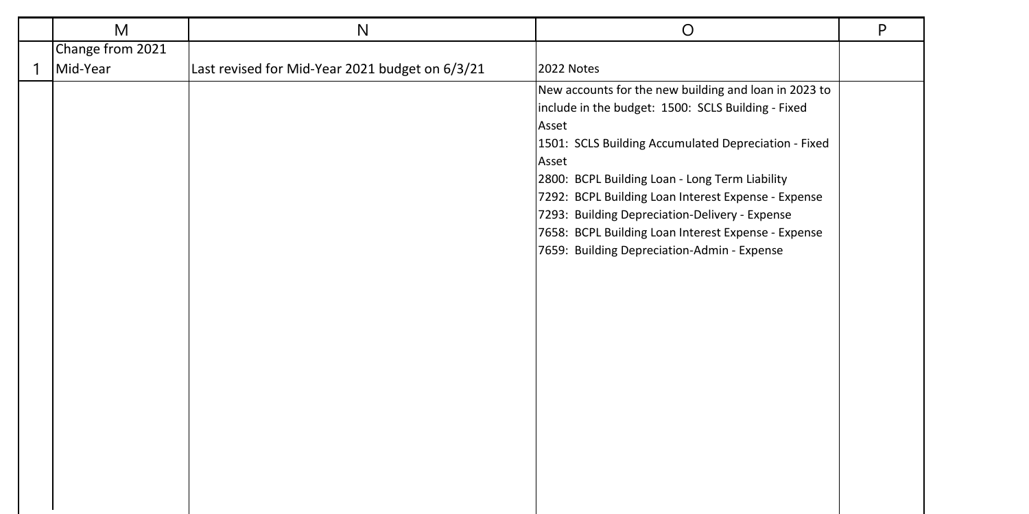| Change from 2021 Mid-Year | Last revised for Mid-Year 2021 budget on 6/3/21 | 2022 Notes | |
|---|---|---|---|
| | | New accounts for the new building and loan in 2023 to include in the budget: 1500: SCLS Building - Fixed Asset<br>1501: SCLS Building Accumulated Depreciation - Fixed Asset<br>2800: BCPL Building Loan - Long Term Liability<br>7292: BCPL Building Loan Interest Expense - Expense<br>7293: Building Depreciation-Delivery - Expense<br>7658: BCPL Building Loan Interest Expense - Expense<br>7659: Building Depreciation-Admin - Expense | |